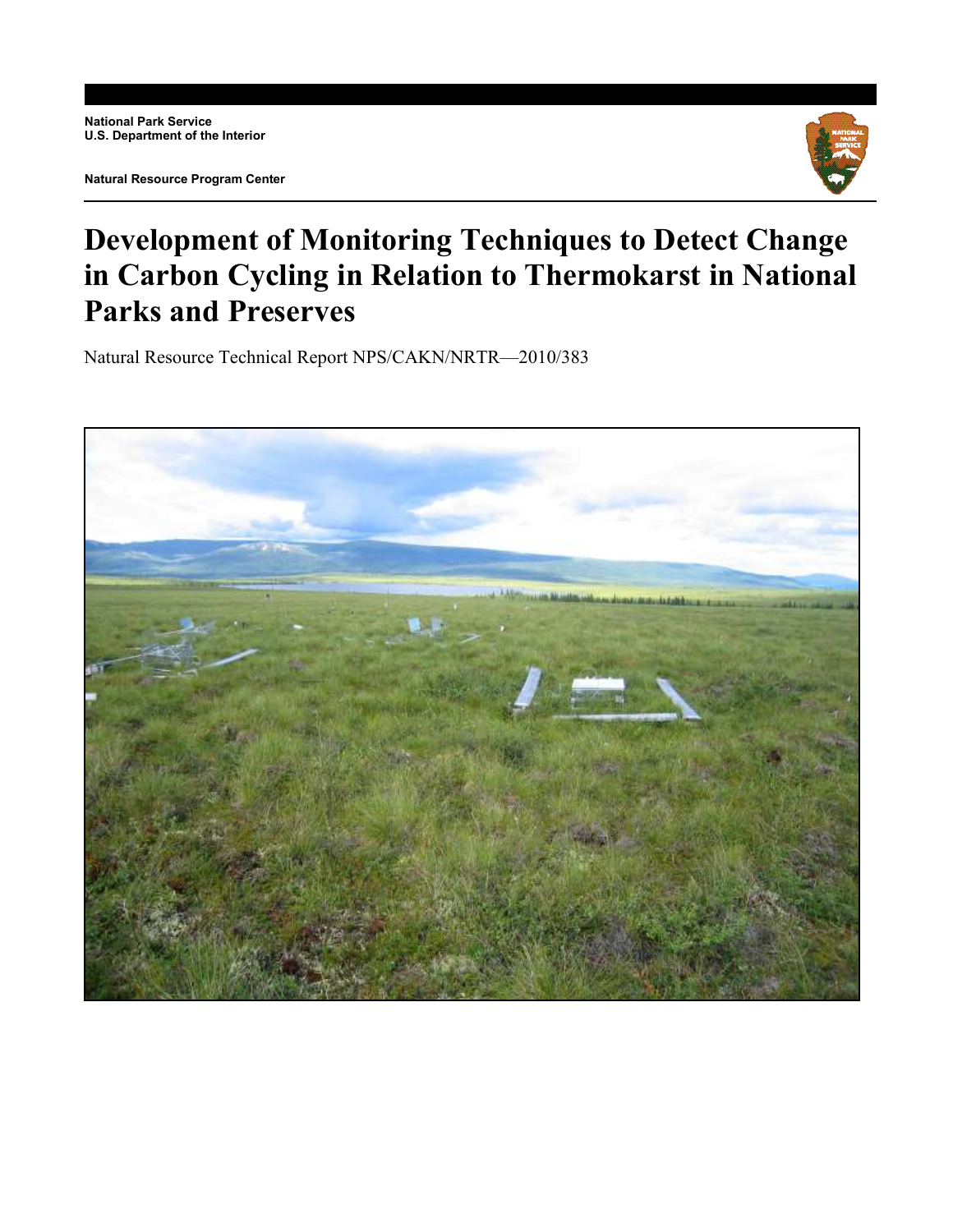**National Park Service**
**U.S. Department of the Interior**

**Natural Resource Program Center**

# Development of Monitoring Techniques to Detect Change in Carbon Cycling in Relation to Thermokarst in National Parks and Preserves

Natural Resource Technical Report NPS/CAKN/NRTR—2010/383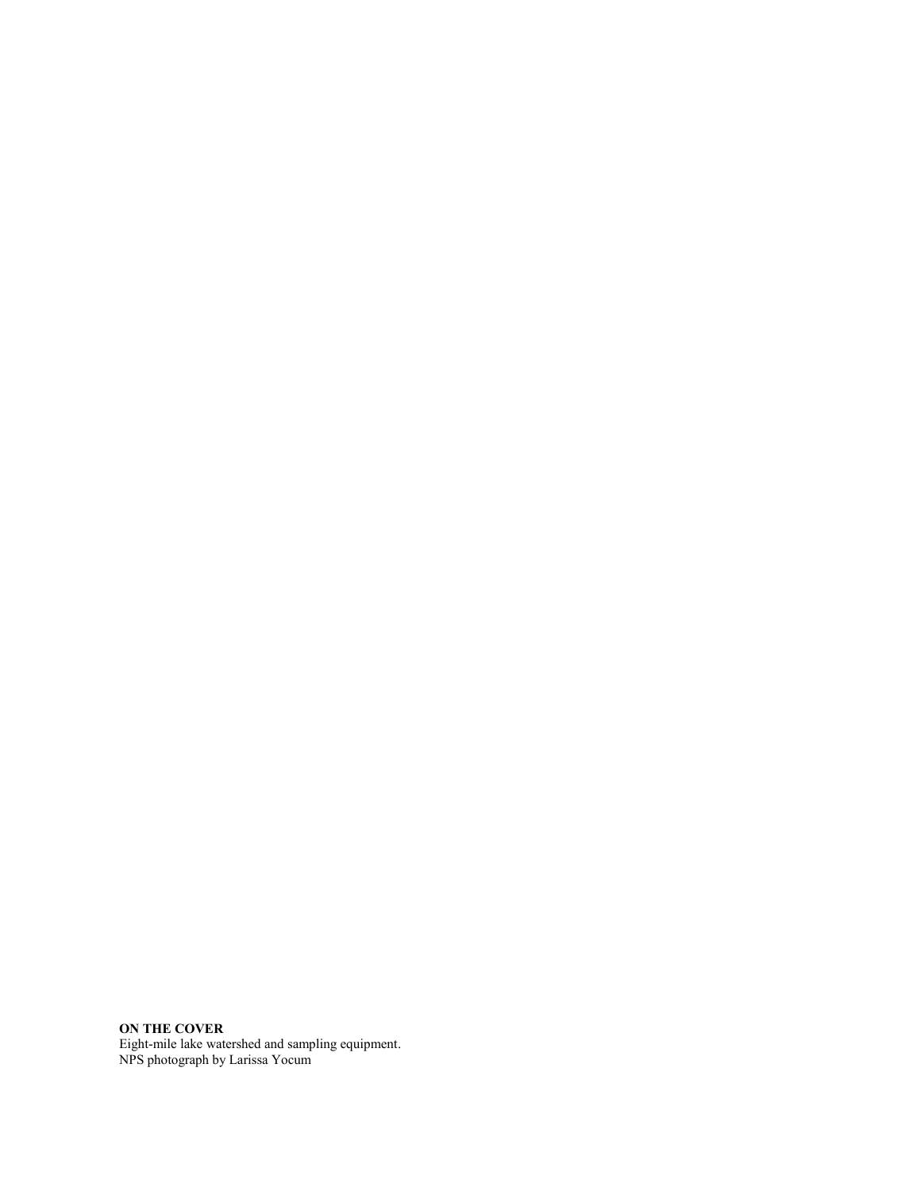**ON THE COVER**
Eight-mile lake watershed and sampling equipment.
NPS photograph by Larissa Yocum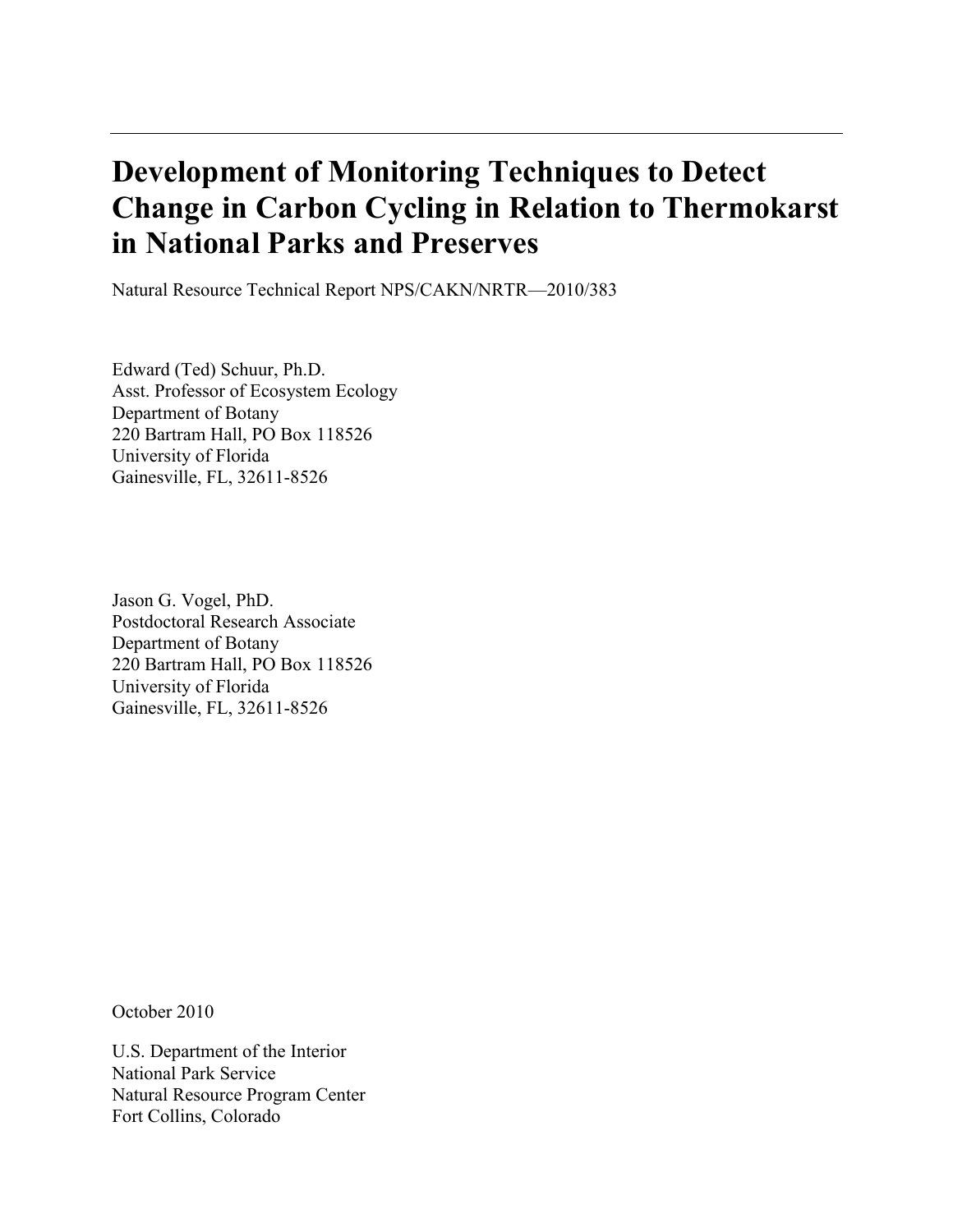# Development of Monitoring Techniques to Detect Change in Carbon Cycling in Relation to Thermokarst in National Parks and Preserves

Natural Resource Technical Report NPS/CAKN/NRTR—2010/383

Edward (Ted) Schuur, Ph.D.
Asst. Professor of Ecosystem Ecology
Department of Botany
220 Bartram Hall, PO Box 118526
University of Florida
Gainesville, FL, 32611-8526

Jason G. Vogel, PhD.
Postdoctoral Research Associate
Department of Botany
220 Bartram Hall, PO Box 118526
University of Florida
Gainesville, FL, 32611-8526

October 2010

U.S. Department of the Interior
National Park Service
Natural Resource Program Center
Fort Collins, Colorado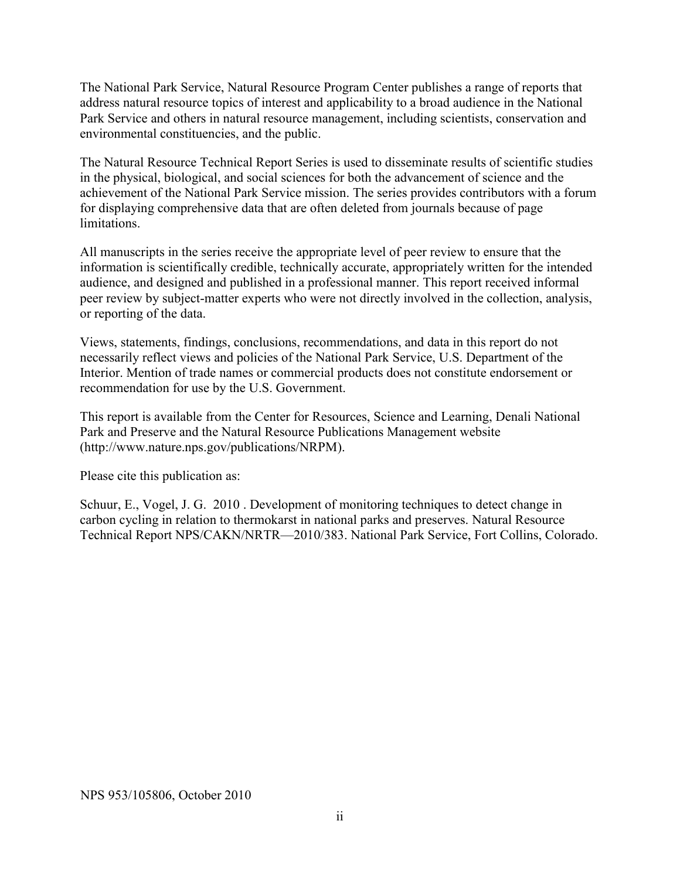The National Park Service, Natural Resource Program Center publishes a range of reports that address natural resource topics of interest and applicability to a broad audience in the National Park Service and others in natural resource management, including scientists, conservation and environmental constituencies, and the public.

The Natural Resource Technical Report Series is used to disseminate results of scientific studies in the physical, biological, and social sciences for both the advancement of science and the achievement of the National Park Service mission. The series provides contributors with a forum for displaying comprehensive data that are often deleted from journals because of page limitations.

All manuscripts in the series receive the appropriate level of peer review to ensure that the information is scientifically credible, technically accurate, appropriately written for the intended audience, and designed and published in a professional manner. This report received informal peer review by subject-matter experts who were not directly involved in the collection, analysis, or reporting of the data.

Views, statements, findings, conclusions, recommendations, and data in this report do not necessarily reflect views and policies of the National Park Service, U.S. Department of the Interior. Mention of trade names or commercial products does not constitute endorsement or recommendation for use by the U.S. Government.

This report is available from the Center for Resources, Science and Learning, Denali National Park and Preserve and the Natural Resource Publications Management website (http://www.nature.nps.gov/publications/NRPM).

Please cite this publication as:

Schuur, E., Vogel, J. G. 2010 . Development of monitoring techniques to detect change in carbon cycling in relation to thermokarst in national parks and preserves. Natural Resource Technical Report NPS/CAKN/NRTR—2010/383. National Park Service, Fort Collins, Colorado.

NPS 953/105806, October 2010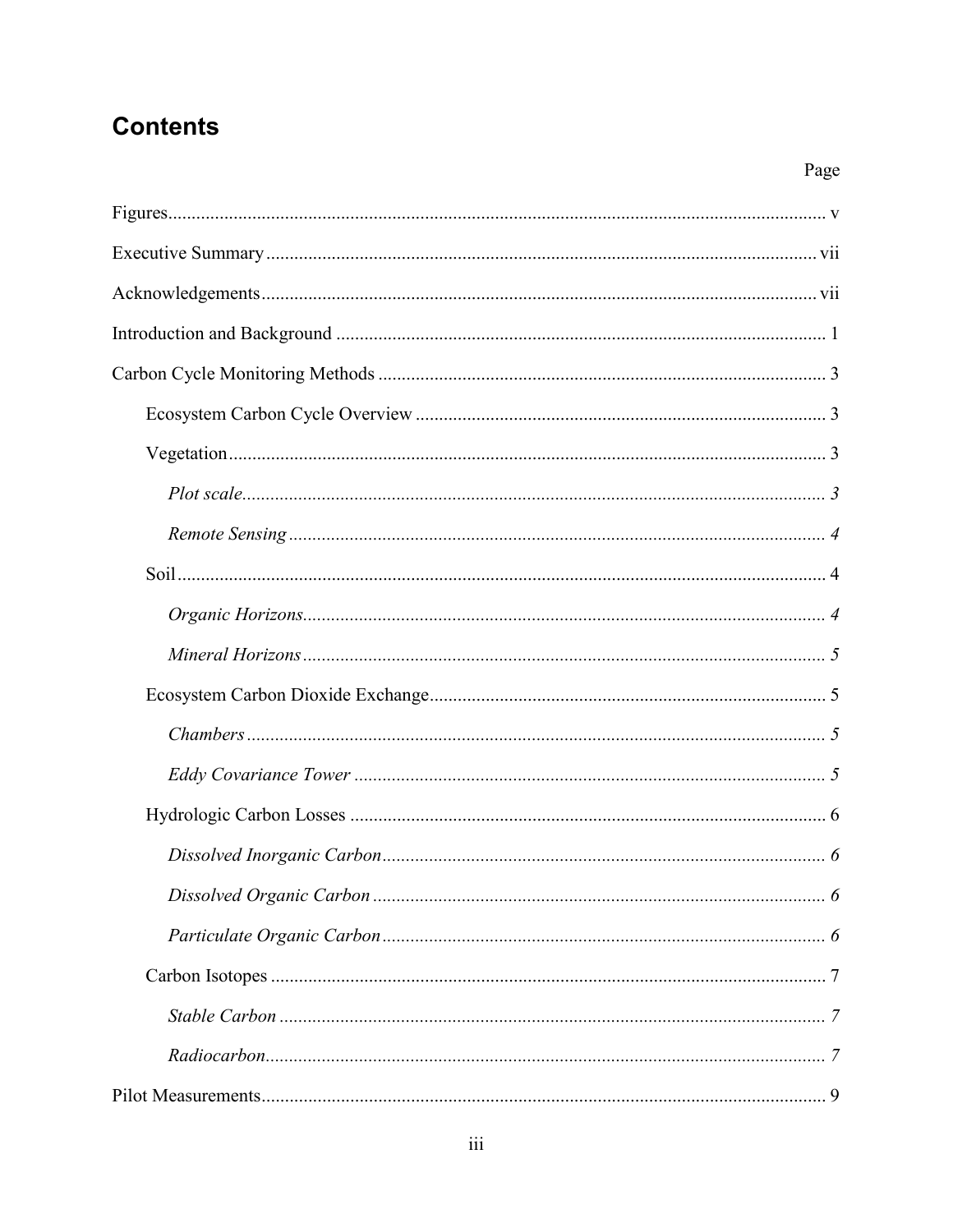# Contents

Page

Figures ..... v

Executive Summary ..... vii

Acknowledgements ..... vii

Introduction and Background ..... 1

Carbon Cycle Monitoring Methods ..... 3

- Ecosystem Carbon Cycle Overview ..... 3
- Vegetation ..... 3
  - *Plot scale ..... 3*
  - *Remote Sensing ..... 4*
- Soil ..... 4
  - *Organic Horizons ..... 4*
  - *Mineral Horizons ..... 5*
- Ecosystem Carbon Dioxide Exchange ..... 5
  - *Chambers ..... 5*
  - *Eddy Covariance Tower ..... 5*
- Hydrologic Carbon Losses ..... 6
  - *Dissolved Inorganic Carbon ..... 6*
  - *Dissolved Organic Carbon ..... 6*
  - *Particulate Organic Carbon ..... 6*
- Carbon Isotopes ..... 7
  - *Stable Carbon ..... 7*
  - *Radiocarbon ..... 7*

Pilot Measurements ..... 9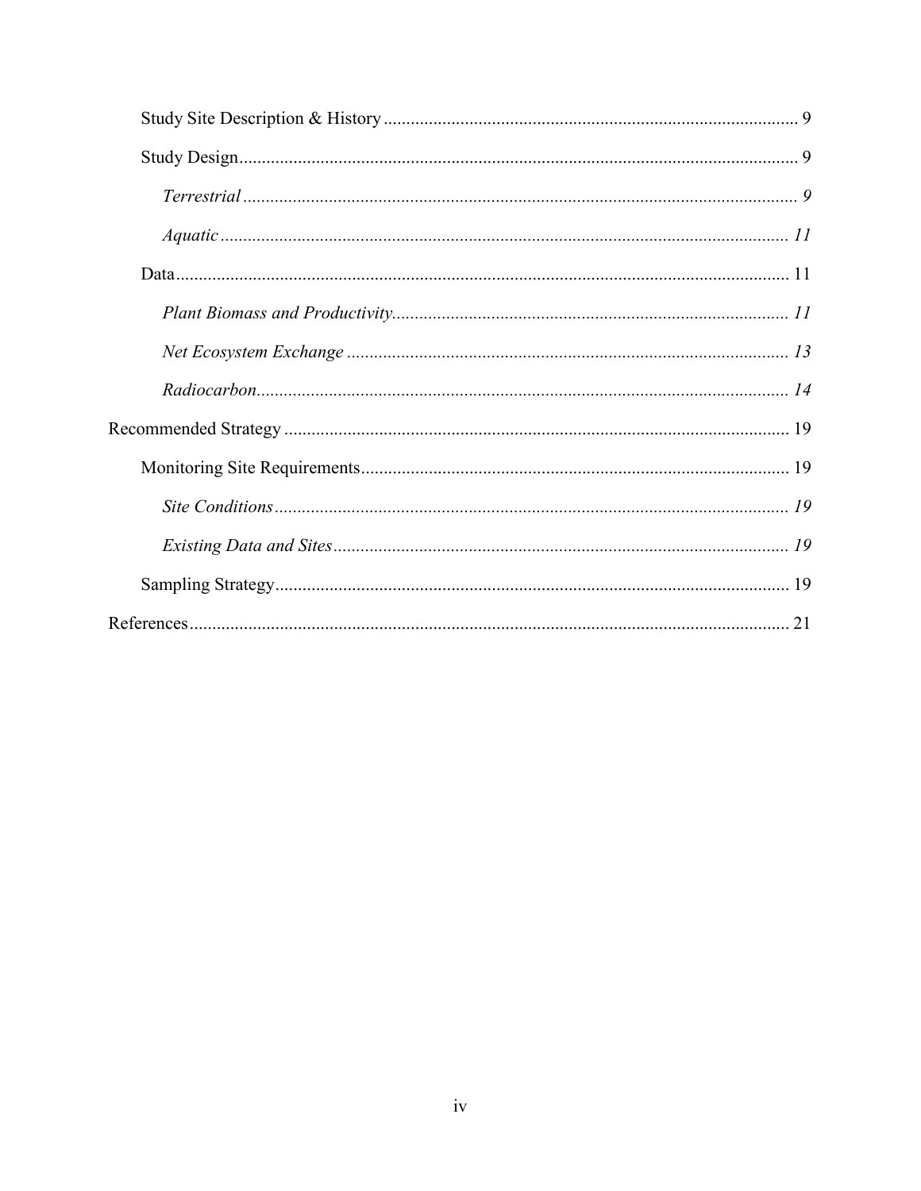Study Site Description & History ........................................................................................... 9

Study Design........................................................................................................................... 9

*Terrestrial* ........................................................................................................................... *9*

*Aquatic* ............................................................................................................................. *11*

Data....................................................................................................................................... 11

*Plant Biomass and Productivity*....................................................................................... *11*

*Net Ecosystem Exchange* ................................................................................................. *13*

*Radiocarbon*..................................................................................................................... *14*

Recommended Strategy ............................................................................................................... 19

Monitoring Site Requirements.............................................................................................. 19

*Site Conditions* ................................................................................................................. *19*

*Existing Data and Sites*.................................................................................................... *19*

Sampling Strategy.................................................................................................................. 19

References.................................................................................................................................... 21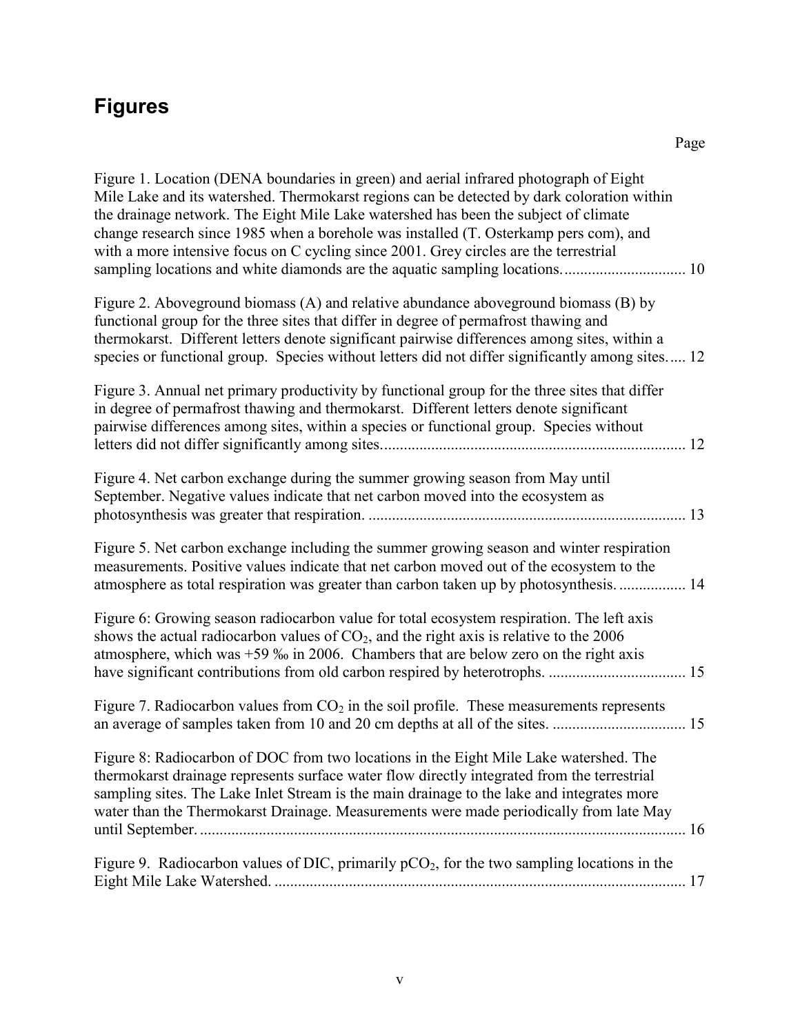# Figures

Page

Figure 1. Location (DENA boundaries in green) and aerial infrared photograph of Eight Mile Lake and its watershed. Thermokarst regions can be detected by dark coloration within the drainage network. The Eight Mile Lake watershed has been the subject of climate change research since 1985 when a borehole was installed (T. Osterkamp pers com), and with a more intensive focus on C cycling since 2001. Grey circles are the terrestrial sampling locations and white diamonds are the aquatic sampling locations. ............................... 10

Figure 2. Aboveground biomass (A) and relative abundance aboveground biomass (B) by functional group for the three sites that differ in degree of permafrost thawing and thermokarst. Different letters denote significant pairwise differences among sites, within a species or functional group. Species without letters did not differ significantly among sites..... 12

Figure 3. Annual net primary productivity by functional group for the three sites that differ in degree of permafrost thawing and thermokarst. Different letters denote significant pairwise differences among sites, within a species or functional group. Species without letters did not differ significantly among sites............................................................................ 12

Figure 4. Net carbon exchange during the summer growing season from May until September. Negative values indicate that net carbon moved into the ecosystem as photosynthesis was greater that respiration. ................................................................................ 13

Figure 5. Net carbon exchange including the summer growing season and winter respiration measurements. Positive values indicate that net carbon moved out of the ecosystem to the atmosphere as total respiration was greater than carbon taken up by photosynthesis. ................ 14

Figure 6: Growing season radiocarbon value for total ecosystem respiration. The left axis shows the actual radiocarbon values of $CO_2$, and the right axis is relative to the 2006 atmosphere, which was +59 ‰ in 2006. Chambers that are below zero on the right axis have significant contributions from old carbon respired by heterotrophs. .................................. 15

Figure 7. Radiocarbon values from $CO_2$ in the soil profile. These measurements represents an average of samples taken from 10 and 20 cm depths at all of the sites. ................................. 15

Figure 8: Radiocarbon of DOC from two locations in the Eight Mile Lake watershed. The thermokarst drainage represents surface water flow directly integrated from the terrestrial sampling sites. The Lake Inlet Stream is the main drainage to the lake and integrates more water than the Thermokarst Drainage. Measurements were made periodically from late May until September. ........................................................................................................................ 16

Figure 9. Radiocarbon values of DIC, primarily $pCO_2$, for the two sampling locations in the Eight Mile Lake Watershed. ......................................................................................................... 17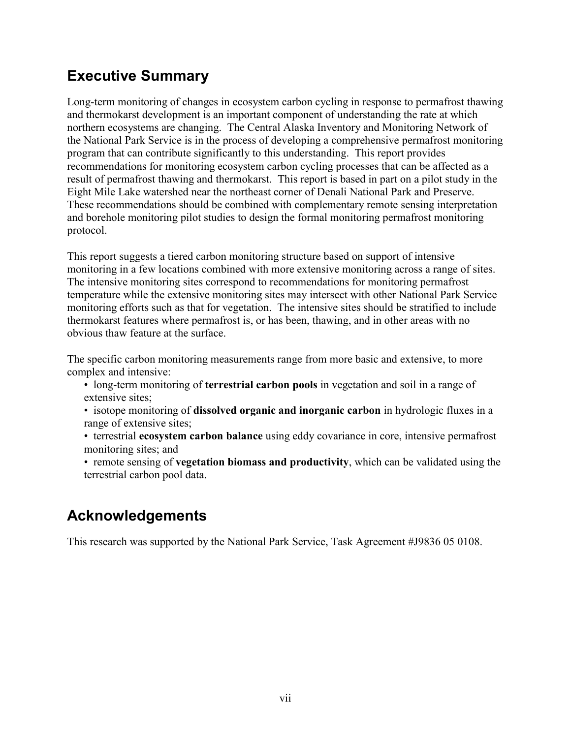## Executive Summary

Long-term monitoring of changes in ecosystem carbon cycling in response to permafrost thawing and thermokarst development is an important component of understanding the rate at which northern ecosystems are changing. The Central Alaska Inventory and Monitoring Network of the National Park Service is in the process of developing a comprehensive permafrost monitoring program that can contribute significantly to this understanding. This report provides recommendations for monitoring ecosystem carbon cycling processes that can be affected as a result of permafrost thawing and thermokarst. This report is based in part on a pilot study in the Eight Mile Lake watershed near the northeast corner of Denali National Park and Preserve. These recommendations should be combined with complementary remote sensing interpretation and borehole monitoring pilot studies to design the formal monitoring permafrost monitoring protocol.

This report suggests a tiered carbon monitoring structure based on support of intensive monitoring in a few locations combined with more extensive monitoring across a range of sites. The intensive monitoring sites correspond to recommendations for monitoring permafrost temperature while the extensive monitoring sites may intersect with other National Park Service monitoring efforts such as that for vegetation. The intensive sites should be stratified to include thermokarst features where permafrost is, or has been, thawing, and in other areas with no obvious thaw feature at the surface.

The specific carbon monitoring measurements range from more basic and extensive, to more complex and intensive:

- long-term monitoring of **terrestrial carbon pools** in vegetation and soil in a range of extensive sites;
- isotope monitoring of **dissolved organic and inorganic carbon** in hydrologic fluxes in a range of extensive sites;
- terrestrial **ecosystem carbon balance** using eddy covariance in core, intensive permafrost monitoring sites; and
- remote sensing of **vegetation biomass and productivity**, which can be validated using the terrestrial carbon pool data.

## Acknowledgements

This research was supported by the National Park Service, Task Agreement #J9836 05 0108.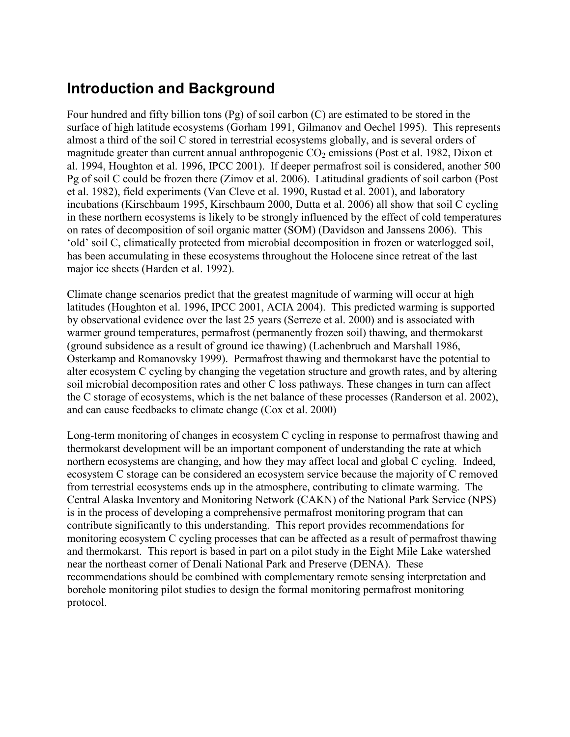## Introduction and Background

Four hundred and fifty billion tons (Pg) of soil carbon (C) are estimated to be stored in the surface of high latitude ecosystems (Gorham 1991, Gilmanov and Oechel 1995). This represents almost a third of the soil C stored in terrestrial ecosystems globally, and is several orders of magnitude greater than current annual anthropogenic $CO_2$ emissions (Post et al. 1982, Dixon et al. 1994, Houghton et al. 1996, IPCC 2001). If deeper permafrost soil is considered, another 500 Pg of soil C could be frozen there (Zimov et al. 2006). Latitudinal gradients of soil carbon (Post et al. 1982), field experiments (Van Cleve et al. 1990, Rustad et al. 2001), and laboratory incubations (Kirschbaum 1995, Kirschbaum 2000, Dutta et al. 2006) all show that soil C cycling in these northern ecosystems is likely to be strongly influenced by the effect of cold temperatures on rates of decomposition of soil organic matter (SOM) (Davidson and Janssens 2006). This 'old' soil C, climatically protected from microbial decomposition in frozen or waterlogged soil, has been accumulating in these ecosystems throughout the Holocene since retreat of the last major ice sheets (Harden et al. 1992).

Climate change scenarios predict that the greatest magnitude of warming will occur at high latitudes (Houghton et al. 1996, IPCC 2001, ACIA 2004). This predicted warming is supported by observational evidence over the last 25 years (Serreze et al. 2000) and is associated with warmer ground temperatures, permafrost (permanently frozen soil) thawing, and thermokarst (ground subsidence as a result of ground ice thawing) (Lachenbruch and Marshall 1986, Osterkamp and Romanovsky 1999). Permafrost thawing and thermokarst have the potential to alter ecosystem C cycling by changing the vegetation structure and growth rates, and by altering soil microbial decomposition rates and other C loss pathways. These changes in turn can affect the C storage of ecosystems, which is the net balance of these processes (Randerson et al. 2002), and can cause feedbacks to climate change (Cox et al. 2000)

Long-term monitoring of changes in ecosystem C cycling in response to permafrost thawing and thermokarst development will be an important component of understanding the rate at which northern ecosystems are changing, and how they may affect local and global C cycling. Indeed, ecosystem C storage can be considered an ecosystem service because the majority of C removed from terrestrial ecosystems ends up in the atmosphere, contributing to climate warming. The Central Alaska Inventory and Monitoring Network (CAKN) of the National Park Service (NPS) is in the process of developing a comprehensive permafrost monitoring program that can contribute significantly to this understanding. This report provides recommendations for monitoring ecosystem C cycling processes that can be affected as a result of permafrost thawing and thermokarst. This report is based in part on a pilot study in the Eight Mile Lake watershed near the northeast corner of Denali National Park and Preserve (DENA). These recommendations should be combined with complementary remote sensing interpretation and borehole monitoring pilot studies to design the formal monitoring permafrost monitoring protocol.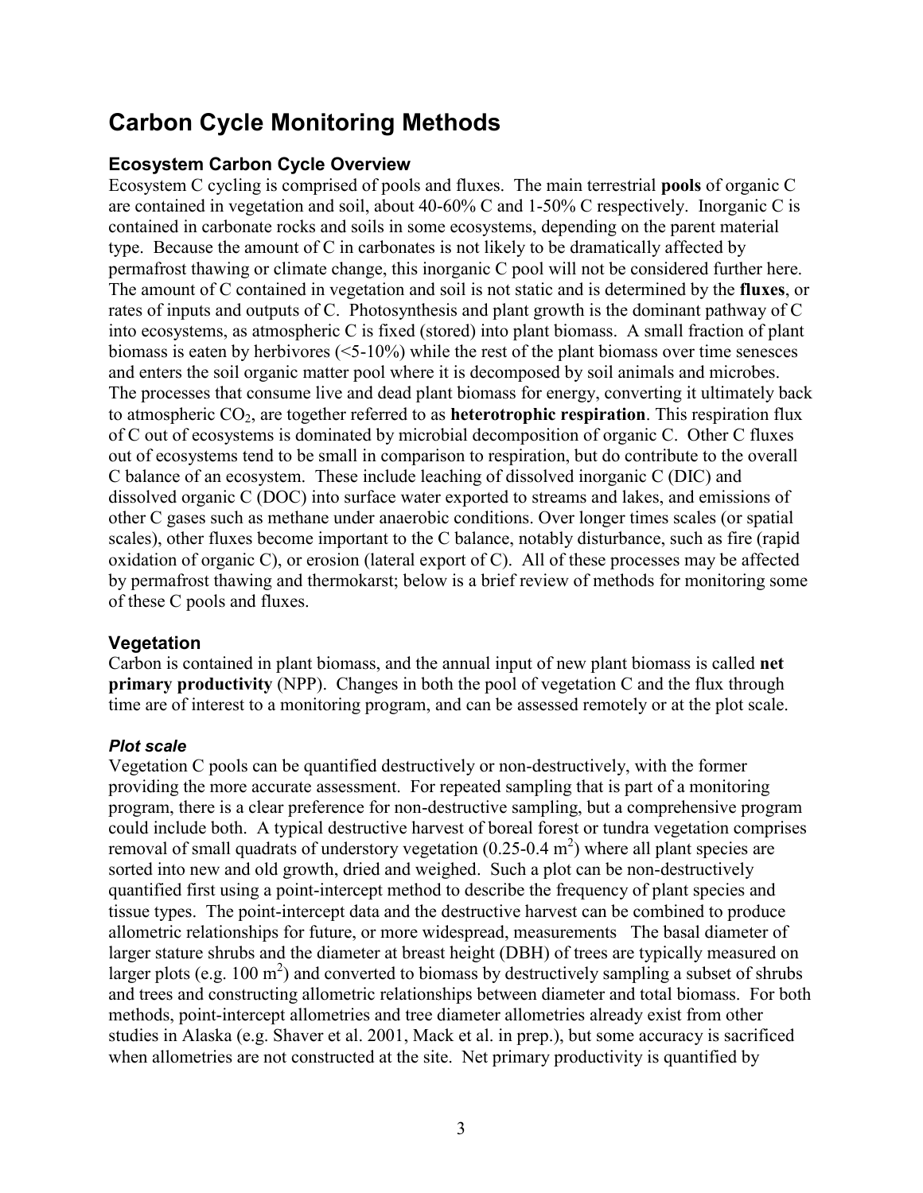# Carbon Cycle Monitoring Methods

## Ecosystem Carbon Cycle Overview

Ecosystem C cycling is comprised of pools and fluxes. The main terrestrial **pools** of organic C are contained in vegetation and soil, about 40-60% C and 1-50% C respectively. Inorganic C is contained in carbonate rocks and soils in some ecosystems, depending on the parent material type. Because the amount of C in carbonates is not likely to be dramatically affected by permafrost thawing or climate change, this inorganic C pool will not be considered further here. The amount of C contained in vegetation and soil is not static and is determined by the **fluxes**, or rates of inputs and outputs of C. Photosynthesis and plant growth is the dominant pathway of C into ecosystems, as atmospheric C is fixed (stored) into plant biomass. A small fraction of plant biomass is eaten by herbivores (<5-10%) while the rest of the plant biomass over time senesces and enters the soil organic matter pool where it is decomposed by soil animals and microbes. The processes that consume live and dead plant biomass for energy, converting it ultimately back to atmospheric $CO_2$, are together referred to as **heterotrophic respiration**. This respiration flux of C out of ecosystems is dominated by microbial decomposition of organic C. Other C fluxes out of ecosystems tend to be small in comparison to respiration, but do contribute to the overall C balance of an ecosystem. These include leaching of dissolved inorganic C (DIC) and dissolved organic C (DOC) into surface water exported to streams and lakes, and emissions of other C gases such as methane under anaerobic conditions. Over longer times scales (or spatial scales), other fluxes become important to the C balance, notably disturbance, such as fire (rapid oxidation of organic C), or erosion (lateral export of C). All of these processes may be affected by permafrost thawing and thermokarst; below is a brief review of methods for monitoring some of these C pools and fluxes.

## Vegetation

Carbon is contained in plant biomass, and the annual input of new plant biomass is called **net primary productivity** (NPP). Changes in both the pool of vegetation C and the flux through time are of interest to a monitoring program, and can be assessed remotely or at the plot scale.

### *Plot scale*

Vegetation C pools can be quantified destructively or non-destructively, with the former providing the more accurate assessment. For repeated sampling that is part of a monitoring program, there is a clear preference for non-destructive sampling, but a comprehensive program could include both. A typical destructive harvest of boreal forest or tundra vegetation comprises removal of small quadrats of understory vegetation (0.25-0.4 $m^2$) where all plant species are sorted into new and old growth, dried and weighed. Such a plot can be non-destructively quantified first using a point-intercept method to describe the frequency of plant species and tissue types. The point-intercept data and the destructive harvest can be combined to produce allometric relationships for future, or more widespread, measurements The basal diameter of larger stature shrubs and the diameter at breast height (DBH) of trees are typically measured on larger plots (e.g. 100 $m^2$) and converted to biomass by destructively sampling a subset of shrubs and trees and constructing allometric relationships between diameter and total biomass. For both methods, point-intercept allometries and tree diameter allometries already exist from other studies in Alaska (e.g. Shaver et al. 2001, Mack et al. in prep.), but some accuracy is sacrificed when allometries are not constructed at the site. Net primary productivity is quantified by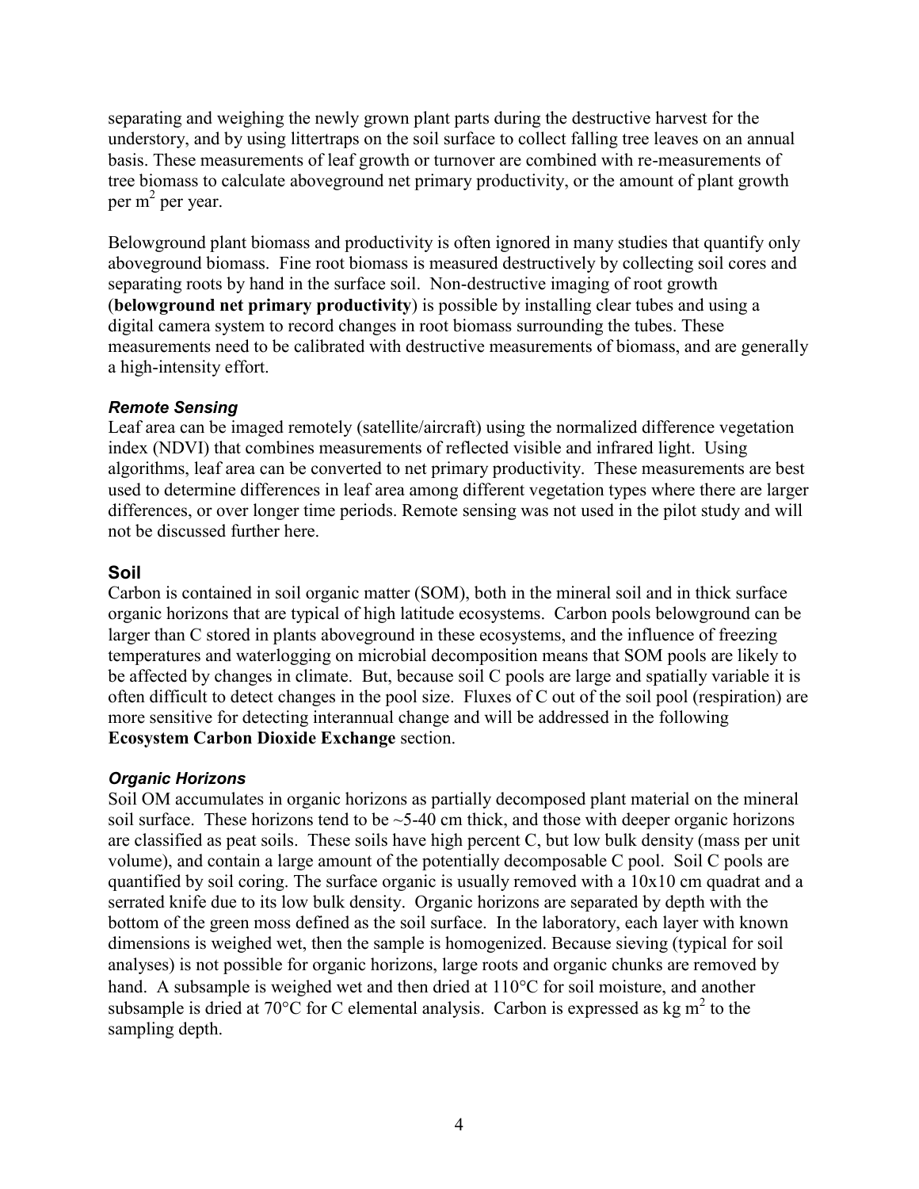separating and weighing the newly grown plant parts during the destructive harvest for the understory, and by using littertraps on the soil surface to collect falling tree leaves on an annual basis. These measurements of leaf growth or turnover are combined with re-measurements of tree biomass to calculate aboveground net primary productivity, or the amount of plant growth per $m^2$ per year.

Belowground plant biomass and productivity is often ignored in many studies that quantify only aboveground biomass. Fine root biomass is measured destructively by collecting soil cores and separating roots by hand in the surface soil. Non-destructive imaging of root growth (**belowground net primary productivity**) is possible by installing clear tubes and using a digital camera system to record changes in root biomass surrounding the tubes. These measurements need to be calibrated with destructive measurements of biomass, and are generally a high-intensity effort.

### *Remote Sensing*

Leaf area can be imaged remotely (satellite/aircraft) using the normalized difference vegetation index (NDVI) that combines measurements of reflected visible and infrared light. Using algorithms, leaf area can be converted to net primary productivity. These measurements are best used to determine differences in leaf area among different vegetation types where there are larger differences, or over longer time periods. Remote sensing was not used in the pilot study and will not be discussed further here.

## Soil

Carbon is contained in soil organic matter (SOM), both in the mineral soil and in thick surface organic horizons that are typical of high latitude ecosystems. Carbon pools belowground can be larger than C stored in plants aboveground in these ecosystems, and the influence of freezing temperatures and waterlogging on microbial decomposition means that SOM pools are likely to be affected by changes in climate. But, because soil C pools are large and spatially variable it is often difficult to detect changes in the pool size. Fluxes of C out of the soil pool (respiration) are more sensitive for detecting interannual change and will be addressed in the following **Ecosystem Carbon Dioxide Exchange** section.

### *Organic Horizons*

Soil OM accumulates in organic horizons as partially decomposed plant material on the mineral soil surface. These horizons tend to be ~5-40 cm thick, and those with deeper organic horizons are classified as peat soils. These soils have high percent C, but low bulk density (mass per unit volume), and contain a large amount of the potentially decomposable C pool. Soil C pools are quantified by soil coring. The surface organic is usually removed with a 10x10 cm quadrat and a serrated knife due to its low bulk density. Organic horizons are separated by depth with the bottom of the green moss defined as the soil surface. In the laboratory, each layer with known dimensions is weighed wet, then the sample is homogenized. Because sieving (typical for soil analyses) is not possible for organic horizons, large roots and organic chunks are removed by hand. A subsample is weighed wet and then dried at 110°C for soil moisture, and another subsample is dried at 70°C for C elemental analysis. Carbon is expressed as kg $m^2$ to the sampling depth.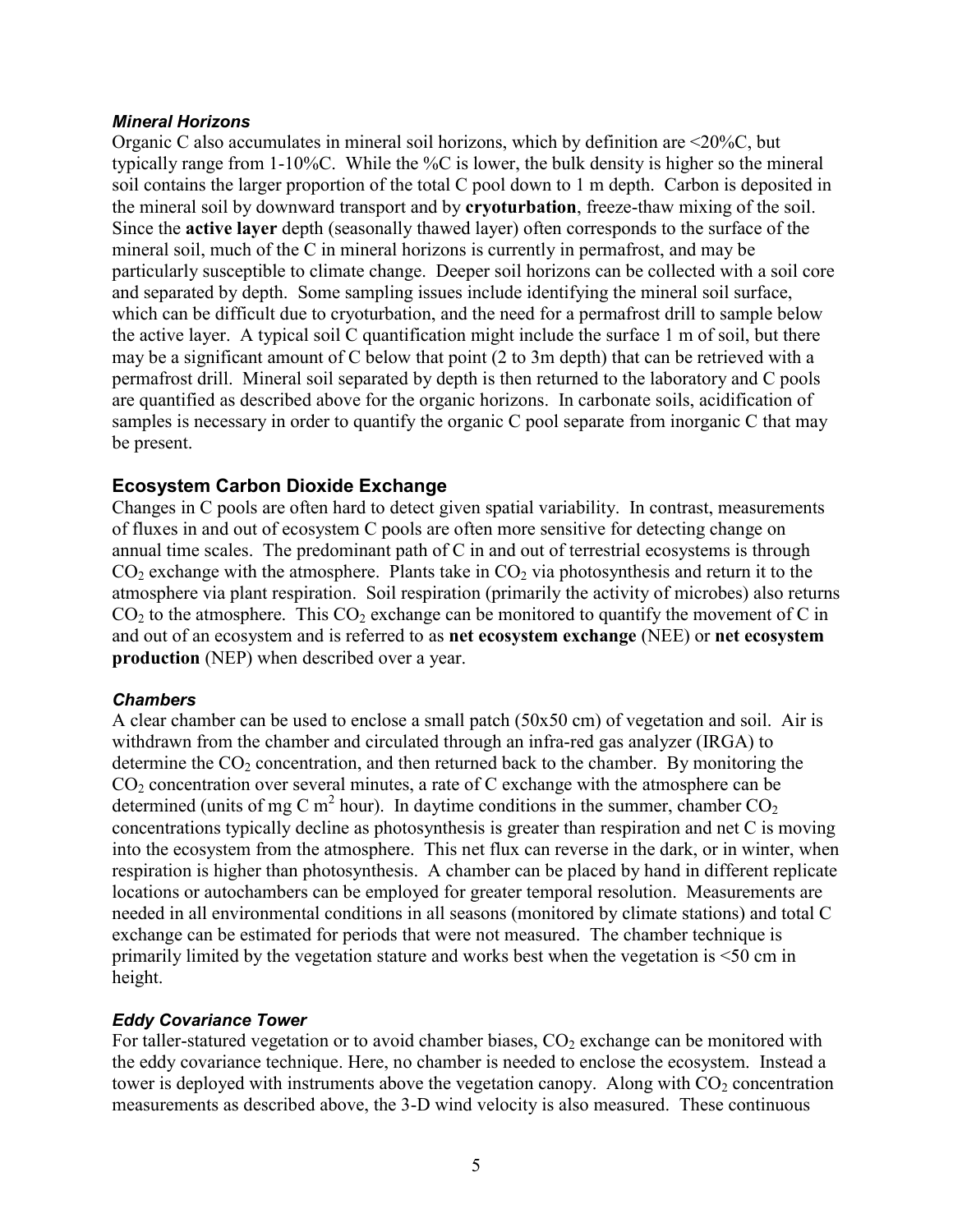### *Mineral Horizons*

Organic C also accumulates in mineral soil horizons, which by definition are <20%C, but typically range from 1-10%C. While the %C is lower, the bulk density is higher so the mineral soil contains the larger proportion of the total C pool down to 1 m depth. Carbon is deposited in the mineral soil by downward transport and by **cryoturbation**, freeze-thaw mixing of the soil. Since the **active layer** depth (seasonally thawed layer) often corresponds to the surface of the mineral soil, much of the C in mineral horizons is currently in permafrost, and may be particularly susceptible to climate change. Deeper soil horizons can be collected with a soil core and separated by depth. Some sampling issues include identifying the mineral soil surface, which can be difficult due to cryoturbation, and the need for a permafrost drill to sample below the active layer. A typical soil C quantification might include the surface 1 m of soil, but there may be a significant amount of C below that point (2 to 3m depth) that can be retrieved with a permafrost drill. Mineral soil separated by depth is then returned to the laboratory and C pools are quantified as described above for the organic horizons. In carbonate soils, acidification of samples is necessary in order to quantify the organic C pool separate from inorganic C that may be present.

## Ecosystem Carbon Dioxide Exchange

Changes in C pools are often hard to detect given spatial variability. In contrast, measurements of fluxes in and out of ecosystem C pools are often more sensitive for detecting change on annual time scales. The predominant path of C in and out of terrestrial ecosystems is through $CO_2$ exchange with the atmosphere. Plants take in $CO_2$ via photosynthesis and return it to the atmosphere via plant respiration. Soil respiration (primarily the activity of microbes) also returns $CO_2$ to the atmosphere. This $CO_2$ exchange can be monitored to quantify the movement of C in and out of an ecosystem and is referred to as **net ecosystem exchange** (NEE) or **net ecosystem production** (NEP) when described over a year.

### *Chambers*

A clear chamber can be used to enclose a small patch (50x50 cm) of vegetation and soil. Air is withdrawn from the chamber and circulated through an infra-red gas analyzer (IRGA) to determine the $CO_2$ concentration, and then returned back to the chamber. By monitoring the $CO_2$ concentration over several minutes, a rate of C exchange with the atmosphere can be determined (units of mg C $m^2$ hour). In daytime conditions in the summer, chamber $CO_2$ concentrations typically decline as photosynthesis is greater than respiration and net C is moving into the ecosystem from the atmosphere. This net flux can reverse in the dark, or in winter, when respiration is higher than photosynthesis. A chamber can be placed by hand in different replicate locations or autochambers can be employed for greater temporal resolution. Measurements are needed in all environmental conditions in all seasons (monitored by climate stations) and total C exchange can be estimated for periods that were not measured. The chamber technique is primarily limited by the vegetation stature and works best when the vegetation is <50 cm in height.

### *Eddy Covariance Tower*

For taller-statured vegetation or to avoid chamber biases, $CO_2$ exchange can be monitored with the eddy covariance technique. Here, no chamber is needed to enclose the ecosystem. Instead a tower is deployed with instruments above the vegetation canopy. Along with $CO_2$ concentration measurements as described above, the 3-D wind velocity is also measured. These continuous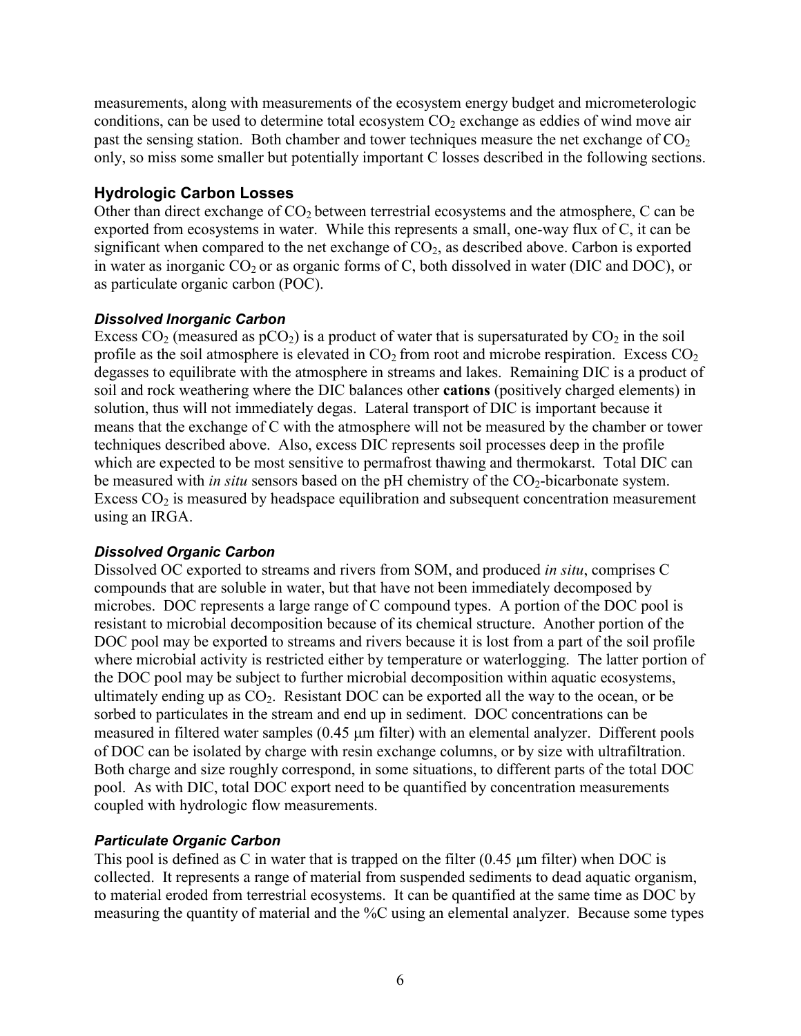measurements, along with measurements of the ecosystem energy budget and micrometerologic conditions, can be used to determine total ecosystem $CO_2$ exchange as eddies of wind move air past the sensing station. Both chamber and tower techniques measure the net exchange of $CO_2$ only, so miss some smaller but potentially important C losses described in the following sections.

## Hydrologic Carbon Losses

Other than direct exchange of $CO_2$ between terrestrial ecosystems and the atmosphere, C can be exported from ecosystems in water. While this represents a small, one-way flux of C, it can be significant when compared to the net exchange of $CO_2$, as described above. Carbon is exported in water as inorganic $CO_2$ or as organic forms of C, both dissolved in water (DIC and DOC), or as particulate organic carbon (POC).

### *Dissolved Inorganic Carbon*

Excess $CO_2$ (measured as $pCO_2$) is a product of water that is supersaturated by $CO_2$ in the soil profile as the soil atmosphere is elevated in $CO_2$ from root and microbe respiration. Excess $CO_2$ degasses to equilibrate with the atmosphere in streams and lakes. Remaining DIC is a product of soil and rock weathering where the DIC balances other **cations** (positively charged elements) in solution, thus will not immediately degas. Lateral transport of DIC is important because it means that the exchange of C with the atmosphere will not be measured by the chamber or tower techniques described above. Also, excess DIC represents soil processes deep in the profile which are expected to be most sensitive to permafrost thawing and thermokarst. Total DIC can be measured with *in situ* sensors based on the pH chemistry of the $CO_2$-bicarbonate system. Excess $CO_2$ is measured by headspace equilibration and subsequent concentration measurement using an IRGA.

### *Dissolved Organic Carbon*

Dissolved OC exported to streams and rivers from SOM, and produced *in situ*, comprises C compounds that are soluble in water, but that have not been immediately decomposed by microbes. DOC represents a large range of C compound types. A portion of the DOC pool is resistant to microbial decomposition because of its chemical structure. Another portion of the DOC pool may be exported to streams and rivers because it is lost from a part of the soil profile where microbial activity is restricted either by temperature or waterlogging. The latter portion of the DOC pool may be subject to further microbial decomposition within aquatic ecosystems, ultimately ending up as $CO_2$. Resistant DOC can be exported all the way to the ocean, or be sorbed to particulates in the stream and end up in sediment. DOC concentrations can be measured in filtered water samples (0.45 μm filter) with an elemental analyzer. Different pools of DOC can be isolated by charge with resin exchange columns, or by size with ultrafiltration. Both charge and size roughly correspond, in some situations, to different parts of the total DOC pool. As with DIC, total DOC export need to be quantified by concentration measurements coupled with hydrologic flow measurements.

### *Particulate Organic Carbon*

This pool is defined as C in water that is trapped on the filter (0.45 μm filter) when DOC is collected. It represents a range of material from suspended sediments to dead aquatic organism, to material eroded from terrestrial ecosystems. It can be quantified at the same time as DOC by measuring the quantity of material and the %C using an elemental analyzer. Because some types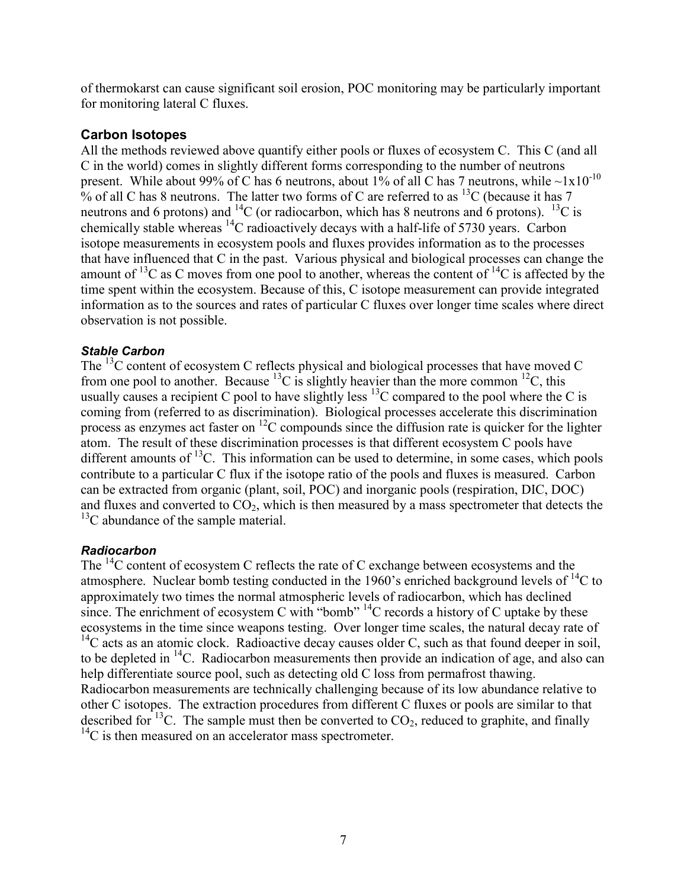of thermokarst can cause significant soil erosion, POC monitoring may be particularly important for monitoring lateral C fluxes.

## Carbon Isotopes

All the methods reviewed above quantify either pools or fluxes of ecosystem C. This C (and all C in the world) comes in slightly different forms corresponding to the number of neutrons present. While about 99% of C has 6 neutrons, about 1% of all C has 7 neutrons, while $\sim 1 \times 10^{-10}$ % of all C has 8 neutrons. The latter two forms of C are referred to as $^{13}C$ (because it has 7 neutrons and 6 protons) and $^{14}C$ (or radiocarbon, which has 8 neutrons and 6 protons). $^{13}C$ is chemically stable whereas $^{14}C$ radioactively decays with a half-life of 5730 years. Carbon isotope measurements in ecosystem pools and fluxes provides information as to the processes that have influenced that C in the past. Various physical and biological processes can change the amount of $^{13}C$ as C moves from one pool to another, whereas the content of $^{14}C$ is affected by the time spent within the ecosystem. Because of this, C isotope measurement can provide integrated information as to the sources and rates of particular C fluxes over longer time scales where direct observation is not possible.

### *Stable Carbon*

The $^{13}C$ content of ecosystem C reflects physical and biological processes that have moved C from one pool to another. Because $^{13}C$ is slightly heavier than the more common $^{12}C$, this usually causes a recipient C pool to have slightly less $^{13}C$ compared to the pool where the C is coming from (referred to as discrimination). Biological processes accelerate this discrimination process as enzymes act faster on $^{12}C$ compounds since the diffusion rate is quicker for the lighter atom. The result of these discrimination processes is that different ecosystem C pools have different amounts of $^{13}C$. This information can be used to determine, in some cases, which pools contribute to a particular C flux if the isotope ratio of the pools and fluxes is measured. Carbon can be extracted from organic (plant, soil, POC) and inorganic pools (respiration, DIC, DOC) and fluxes and converted to $CO_2$, which is then measured by a mass spectrometer that detects the $^{13}C$ abundance of the sample material.

### *Radiocarbon*

The $^{14}C$ content of ecosystem C reflects the rate of C exchange between ecosystems and the atmosphere. Nuclear bomb testing conducted in the 1960's enriched background levels of $^{14}C$ to approximately two times the normal atmospheric levels of radiocarbon, which has declined since. The enrichment of ecosystem C with "bomb" $^{14}C$ records a history of C uptake by these ecosystems in the time since weapons testing. Over longer time scales, the natural decay rate of $^{14}C$ acts as an atomic clock. Radioactive decay causes older C, such as that found deeper in soil, to be depleted in $^{14}C$. Radiocarbon measurements then provide an indication of age, and also can help differentiate source pool, such as detecting old C loss from permafrost thawing. Radiocarbon measurements are technically challenging because of its low abundance relative to other C isotopes. The extraction procedures from different C fluxes or pools are similar to that described for $^{13}C$. The sample must then be converted to $CO_2$, reduced to graphite, and finally $^{14}C$ is then measured on an accelerator mass spectrometer.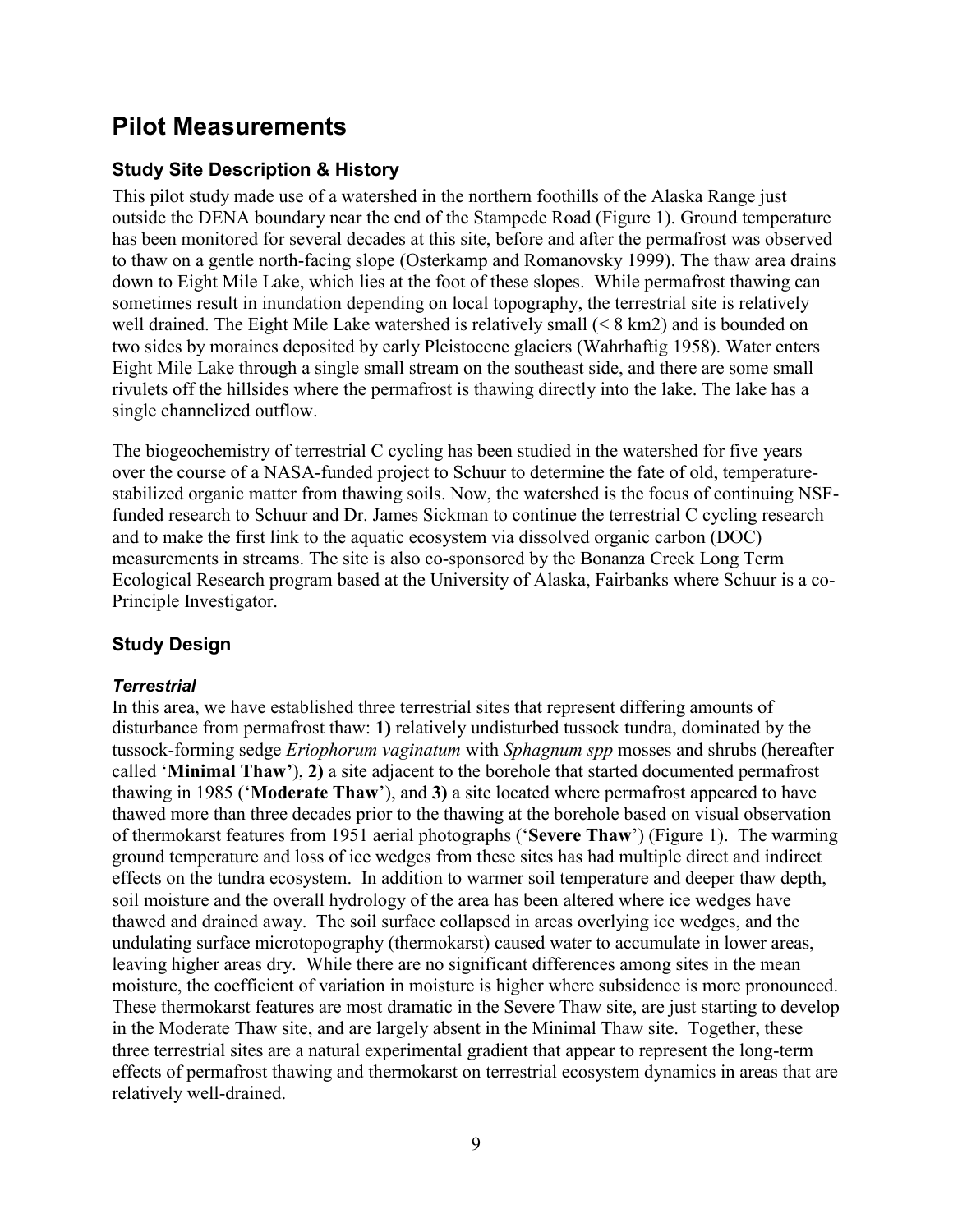# Pilot Measurements

## Study Site Description & History

This pilot study made use of a watershed in the northern foothills of the Alaska Range just outside the DENA boundary near the end of the Stampede Road (Figure 1). Ground temperature has been monitored for several decades at this site, before and after the permafrost was observed to thaw on a gentle north-facing slope (Osterkamp and Romanovsky 1999). The thaw area drains down to Eight Mile Lake, which lies at the foot of these slopes. While permafrost thawing can sometimes result in inundation depending on local topography, the terrestrial site is relatively well drained. The Eight Mile Lake watershed is relatively small (< 8 km2) and is bounded on two sides by moraines deposited by early Pleistocene glaciers (Wahrhaftig 1958). Water enters Eight Mile Lake through a single small stream on the southeast side, and there are some small rivulets off the hillsides where the permafrost is thawing directly into the lake. The lake has a single channelized outflow.

The biogeochemistry of terrestrial C cycling has been studied in the watershed for five years over the course of a NASA-funded project to Schuur to determine the fate of old, temperature-stabilized organic matter from thawing soils. Now, the watershed is the focus of continuing NSF-funded research to Schuur and Dr. James Sickman to continue the terrestrial C cycling research and to make the first link to the aquatic ecosystem via dissolved organic carbon (DOC) measurements in streams. The site is also co-sponsored by the Bonanza Creek Long Term Ecological Research program based at the University of Alaska, Fairbanks where Schuur is a co-Principle Investigator.

## Study Design

### *Terrestrial*

In this area, we have established three terrestrial sites that represent differing amounts of disturbance from permafrost thaw: **1)** relatively undisturbed tussock tundra, dominated by the tussock-forming sedge *Eriophorum vaginatum* with *Sphagnum spp* mosses and shrubs (hereafter called '**Minimal Thaw'**), **2)** a site adjacent to the borehole that started documented permafrost thawing in 1985 ('**Moderate Thaw**'), and **3)** a site located where permafrost appeared to have thawed more than three decades prior to the thawing at the borehole based on visual observation of thermokarst features from 1951 aerial photographs ('**Severe Thaw**') (Figure 1). The warming ground temperature and loss of ice wedges from these sites has had multiple direct and indirect effects on the tundra ecosystem. In addition to warmer soil temperature and deeper thaw depth, soil moisture and the overall hydrology of the area has been altered where ice wedges have thawed and drained away. The soil surface collapsed in areas overlying ice wedges, and the undulating surface microtopography (thermokarst) caused water to accumulate in lower areas, leaving higher areas dry. While there are no significant differences among sites in the mean moisture, the coefficient of variation in moisture is higher where subsidence is more pronounced. These thermokarst features are most dramatic in the Severe Thaw site, are just starting to develop in the Moderate Thaw site, and are largely absent in the Minimal Thaw site. Together, these three terrestrial sites are a natural experimental gradient that appear to represent the long-term effects of permafrost thawing and thermokarst on terrestrial ecosystem dynamics in areas that are relatively well-drained.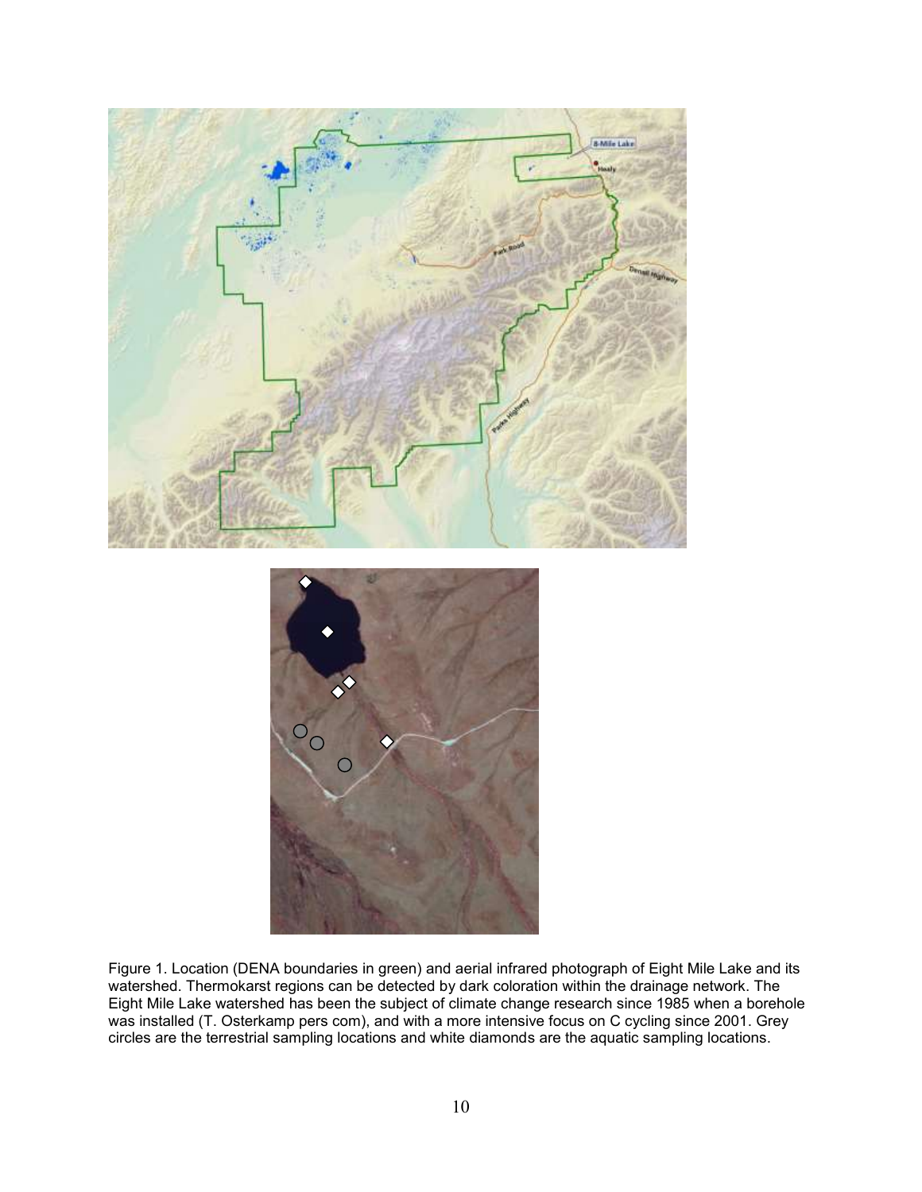Figure 1. Location (DENA boundaries in green) and aerial infrared photograph of Eight Mile Lake and its watershed. Thermokarst regions can be detected by dark coloration within the drainage network. The Eight Mile Lake watershed has been the subject of climate change research since 1985 when a borehole was installed (T. Osterkamp pers com), and with a more intensive focus on C cycling since 2001. Grey circles are the terrestrial sampling locations and white diamonds are the aquatic sampling locations.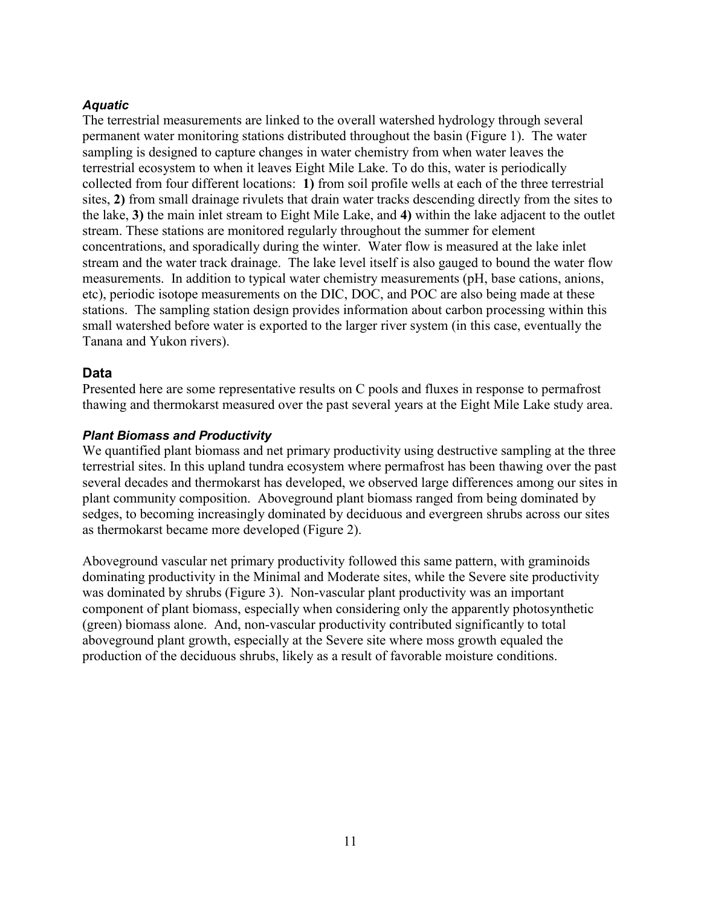### *Aquatic*

The terrestrial measurements are linked to the overall watershed hydrology through several permanent water monitoring stations distributed throughout the basin (Figure 1). The water sampling is designed to capture changes in water chemistry from when water leaves the terrestrial ecosystem to when it leaves Eight Mile Lake. To do this, water is periodically collected from four different locations: **1)** from soil profile wells at each of the three terrestrial sites, **2)** from small drainage rivulets that drain water tracks descending directly from the sites to the lake, **3)** the main inlet stream to Eight Mile Lake, and **4)** within the lake adjacent to the outlet stream. These stations are monitored regularly throughout the summer for element concentrations, and sporadically during the winter. Water flow is measured at the lake inlet stream and the water track drainage. The lake level itself is also gauged to bound the water flow measurements. In addition to typical water chemistry measurements (pH, base cations, anions, etc), periodic isotope measurements on the DIC, DOC, and POC are also being made at these stations. The sampling station design provides information about carbon processing within this small watershed before water is exported to the larger river system (in this case, eventually the Tanana and Yukon rivers).

## Data

Presented here are some representative results on C pools and fluxes in response to permafrost thawing and thermokarst measured over the past several years at the Eight Mile Lake study area.

### *Plant Biomass and Productivity*

We quantified plant biomass and net primary productivity using destructive sampling at the three terrestrial sites. In this upland tundra ecosystem where permafrost has been thawing over the past several decades and thermokarst has developed, we observed large differences among our sites in plant community composition. Aboveground plant biomass ranged from being dominated by sedges, to becoming increasingly dominated by deciduous and evergreen shrubs across our sites as thermokarst became more developed (Figure 2).

Aboveground vascular net primary productivity followed this same pattern, with graminoids dominating productivity in the Minimal and Moderate sites, while the Severe site productivity was dominated by shrubs (Figure 3). Non-vascular plant productivity was an important component of plant biomass, especially when considering only the apparently photosynthetic (green) biomass alone. And, non-vascular productivity contributed significantly to total aboveground plant growth, especially at the Severe site where moss growth equaled the production of the deciduous shrubs, likely as a result of favorable moisture conditions.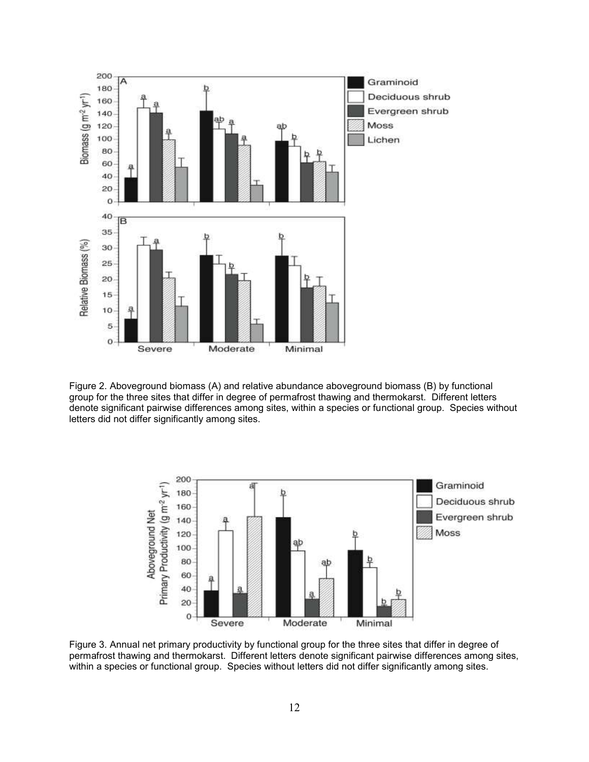Figure 2. Aboveground biomass (A) and relative abundance aboveground biomass (B) by functional group for the three sites that differ in degree of permafrost thawing and thermokarst. Different letters denote significant pairwise differences among sites, within a species or functional group. Species without letters did not differ significantly among sites.

Figure 3. Annual net primary productivity by functional group for the three sites that differ in degree of permafrost thawing and thermokarst. Different letters denote significant pairwise differences among sites, within a species or functional group. Species without letters did not differ significantly among sites.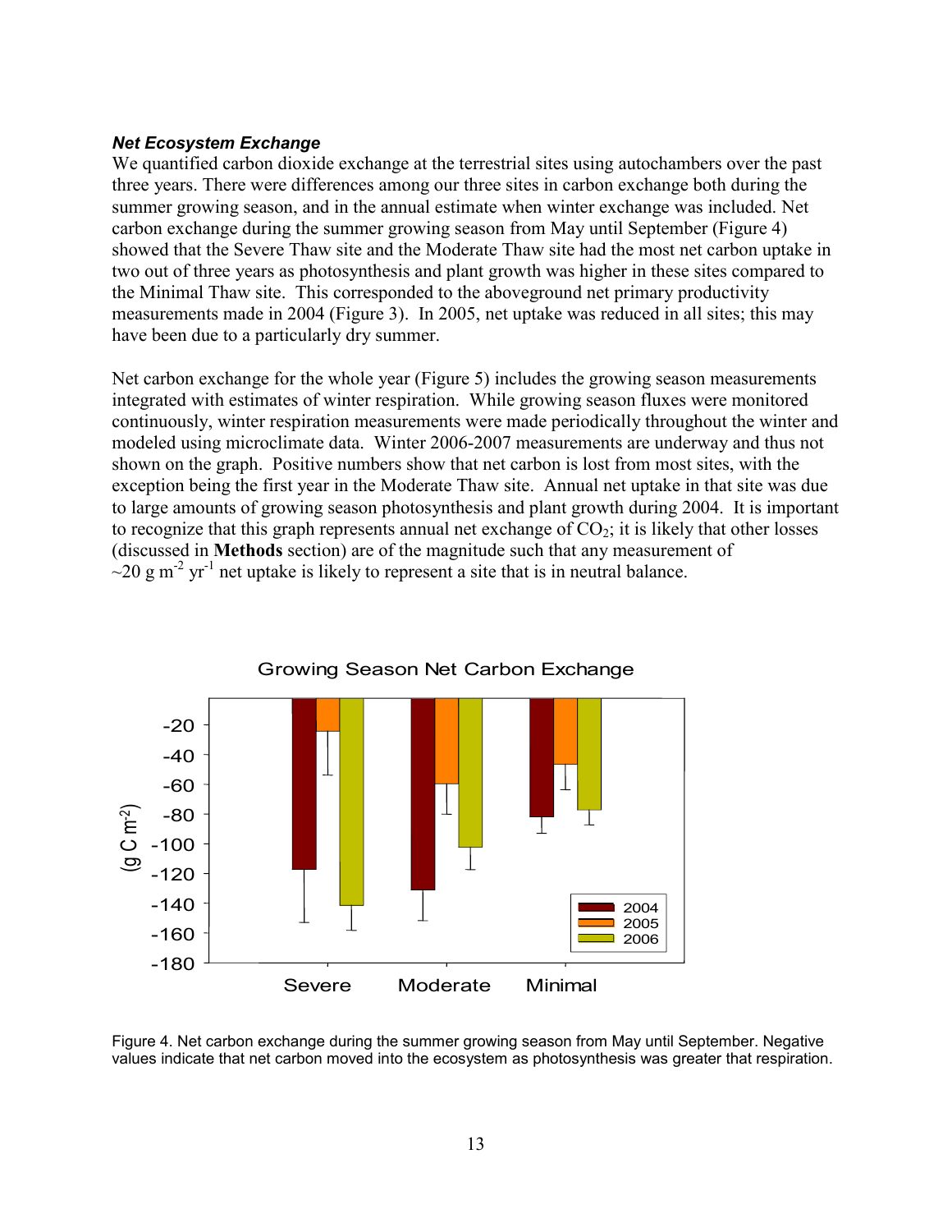***Net Ecosystem Exchange***

We quantified carbon dioxide exchange at the terrestrial sites using autochambers over the past three years. There were differences among our three sites in carbon exchange both during the summer growing season, and in the annual estimate when winter exchange was included. Net carbon exchange during the summer growing season from May until September (Figure 4) showed that the Severe Thaw site and the Moderate Thaw site had the most net carbon uptake in two out of three years as photosynthesis and plant growth was higher in these sites compared to the Minimal Thaw site. This corresponded to the aboveground net primary productivity measurements made in 2004 (Figure 3). In 2005, net uptake was reduced in all sites; this may have been due to a particularly dry summer.

Net carbon exchange for the whole year (Figure 5) includes the growing season measurements integrated with estimates of winter respiration. While growing season fluxes were monitored continuously, winter respiration measurements were made periodically throughout the winter and modeled using microclimate data. Winter 2006-2007 measurements are underway and thus not shown on the graph. Positive numbers show that net carbon is lost from most sites, with the exception being the first year in the Moderate Thaw site. Annual net uptake in that site was due to large amounts of growing season photosynthesis and plant growth during 2004. It is important to recognize that this graph represents annual net exchange of $CO_2$; it is likely that other losses (discussed in **Methods** section) are of the magnitude such that any measurement of ~20 g $m^{-2}$ $yr^{-1}$ net uptake is likely to represent a site that is in neutral balance.

Figure 4. Net carbon exchange during the summer growing season from May until September. Negative values indicate that net carbon moved into the ecosystem as photosynthesis was greater that respiration.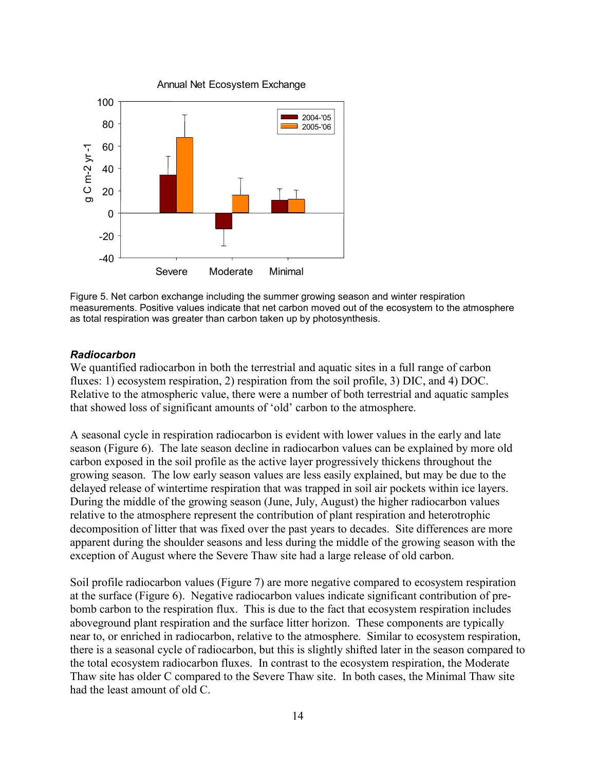Figure 5. Net carbon exchange including the summer growing season and winter respiration measurements. Positive values indicate that net carbon moved out of the ecosystem to the atmosphere as total respiration was greater than carbon taken up by photosynthesis.

### *Radiocarbon*

We quantified radiocarbon in both the terrestrial and aquatic sites in a full range of carbon fluxes: 1) ecosystem respiration, 2) respiration from the soil profile, 3) DIC, and 4) DOC. Relative to the atmospheric value, there were a number of both terrestrial and aquatic samples that showed loss of significant amounts of 'old' carbon to the atmosphere.

A seasonal cycle in respiration radiocarbon is evident with lower values in the early and late season (Figure 6). The late season decline in radiocarbon values can be explained by more old carbon exposed in the soil profile as the active layer progressively thickens throughout the growing season. The low early season values are less easily explained, but may be due to the delayed release of wintertime respiration that was trapped in soil air pockets within ice layers. During the middle of the growing season (June, July, August) the higher radiocarbon values relative to the atmosphere represent the contribution of plant respiration and heterotrophic decomposition of litter that was fixed over the past years to decades. Site differences are more apparent during the shoulder seasons and less during the middle of the growing season with the exception of August where the Severe Thaw site had a large release of old carbon.

Soil profile radiocarbon values (Figure 7) are more negative compared to ecosystem respiration at the surface (Figure 6). Negative radiocarbon values indicate significant contribution of pre-bomb carbon to the respiration flux. This is due to the fact that ecosystem respiration includes aboveground plant respiration and the surface litter horizon. These components are typically near to, or enriched in radiocarbon, relative to the atmosphere. Similar to ecosystem respiration, there is a seasonal cycle of radiocarbon, but this is slightly shifted later in the season compared to the total ecosystem radiocarbon fluxes. In contrast to the ecosystem respiration, the Moderate Thaw site has older C compared to the Severe Thaw site. In both cases, the Minimal Thaw site had the least amount of old C.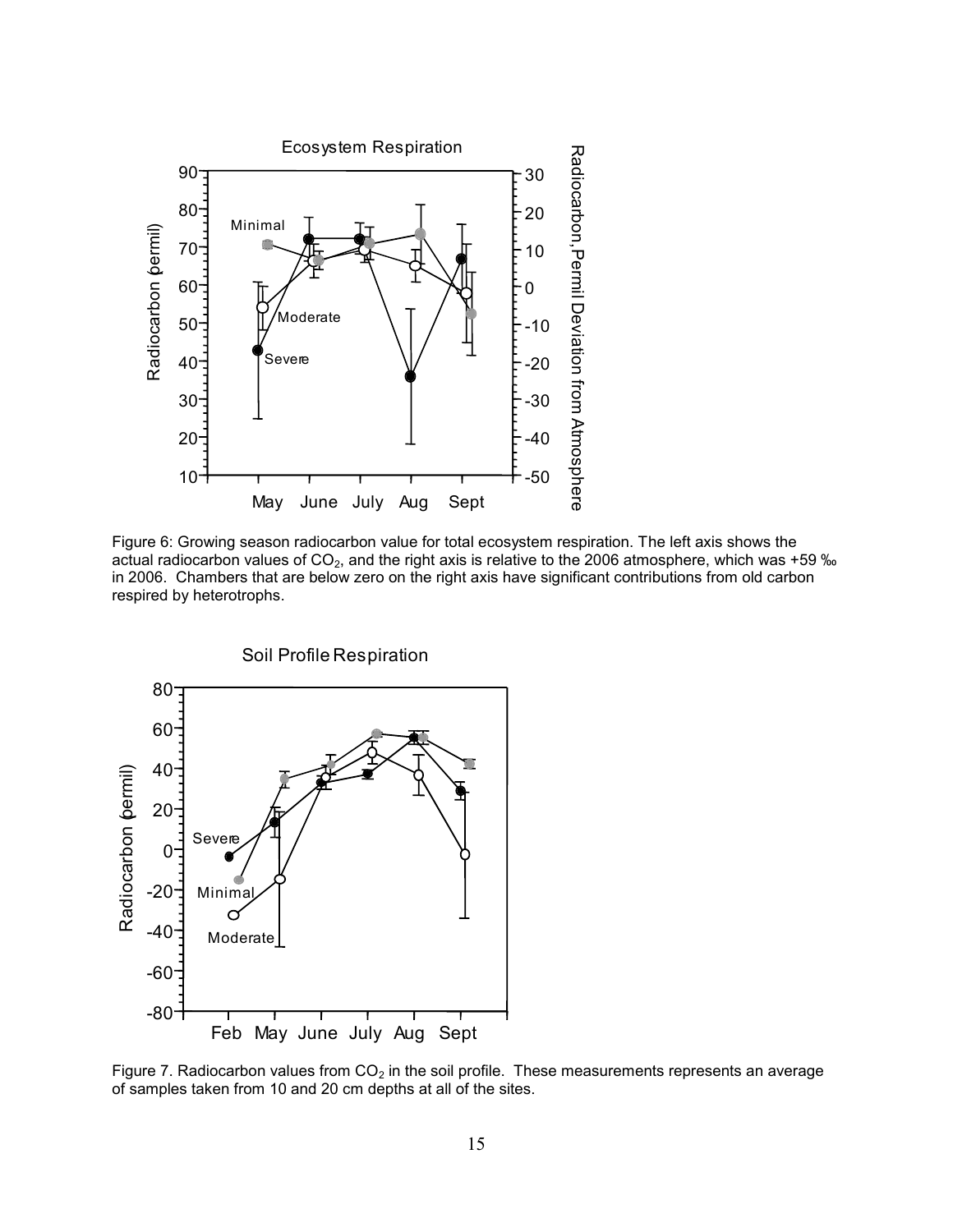Figure 6: Growing season radiocarbon value for total ecosystem respiration. The left axis shows the actual radiocarbon values of $CO_2$, and the right axis is relative to the 2006 atmosphere, which was +59 ‰ in 2006. Chambers that are below zero on the right axis have significant contributions from old carbon respired by heterotrophs.

Figure 7. Radiocarbon values from $CO_2$ in the soil profile. These measurements represents an average of samples taken from 10 and 20 cm depths at all of the sites.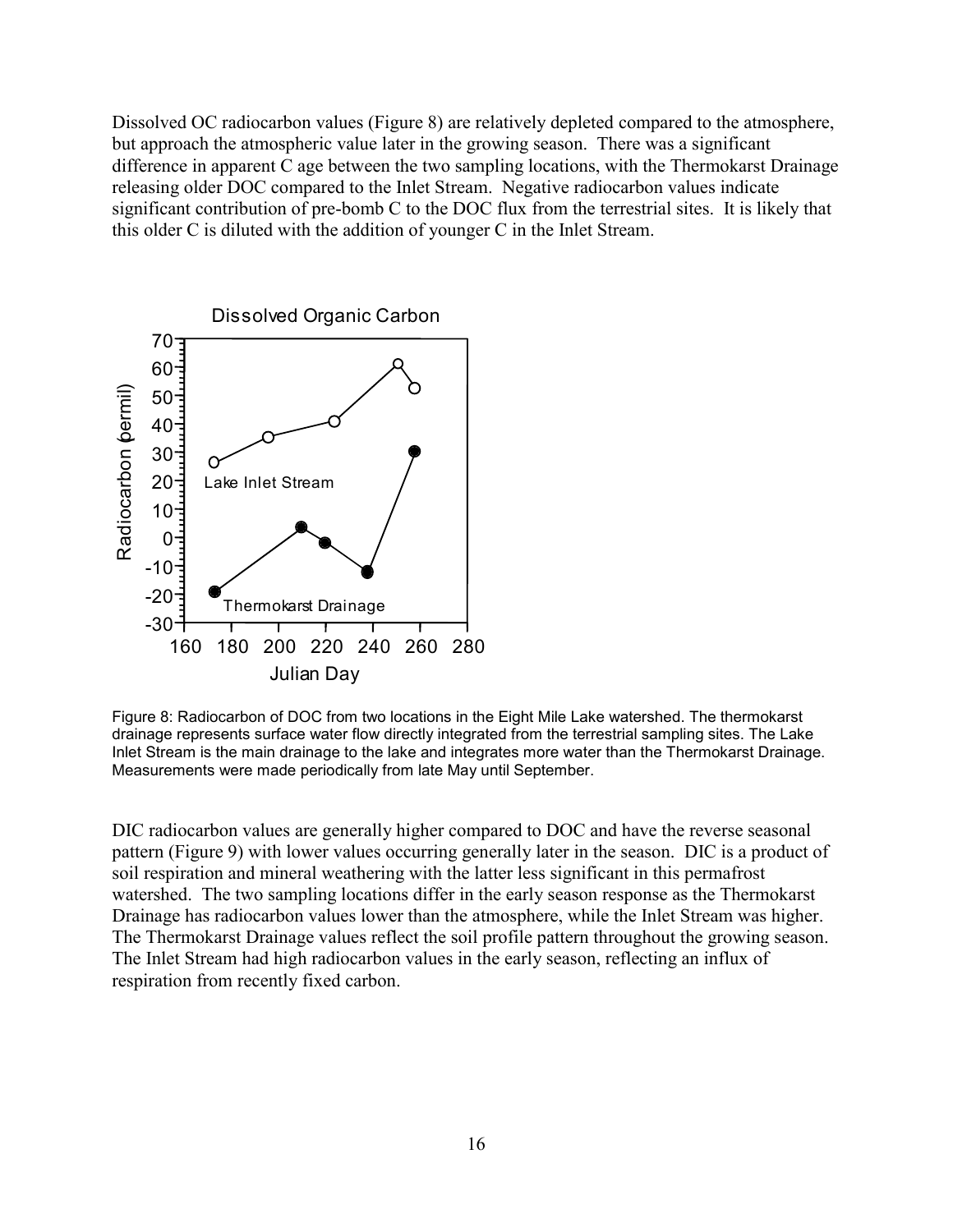Dissolved OC radiocarbon values (Figure 8) are relatively depleted compared to the atmosphere, but approach the atmospheric value later in the growing season. There was a significant difference in apparent C age between the two sampling locations, with the Thermokarst Drainage releasing older DOC compared to the Inlet Stream. Negative radiocarbon values indicate significant contribution of pre-bomb C to the DOC flux from the terrestrial sites. It is likely that this older C is diluted with the addition of younger C in the Inlet Stream.

Figure 8: Radiocarbon of DOC from two locations in the Eight Mile Lake watershed. The thermokarst drainage represents surface water flow directly integrated from the terrestrial sampling sites. The Lake Inlet Stream is the main drainage to the lake and integrates more water than the Thermokarst Drainage. Measurements were made periodically from late May until September.

DIC radiocarbon values are generally higher compared to DOC and have the reverse seasonal pattern (Figure 9) with lower values occurring generally later in the season. DIC is a product of soil respiration and mineral weathering with the latter less significant in this permafrost watershed. The two sampling locations differ in the early season response as the Thermokarst Drainage has radiocarbon values lower than the atmosphere, while the Inlet Stream was higher. The Thermokarst Drainage values reflect the soil profile pattern throughout the growing season. The Inlet Stream had high radiocarbon values in the early season, reflecting an influx of respiration from recently fixed carbon.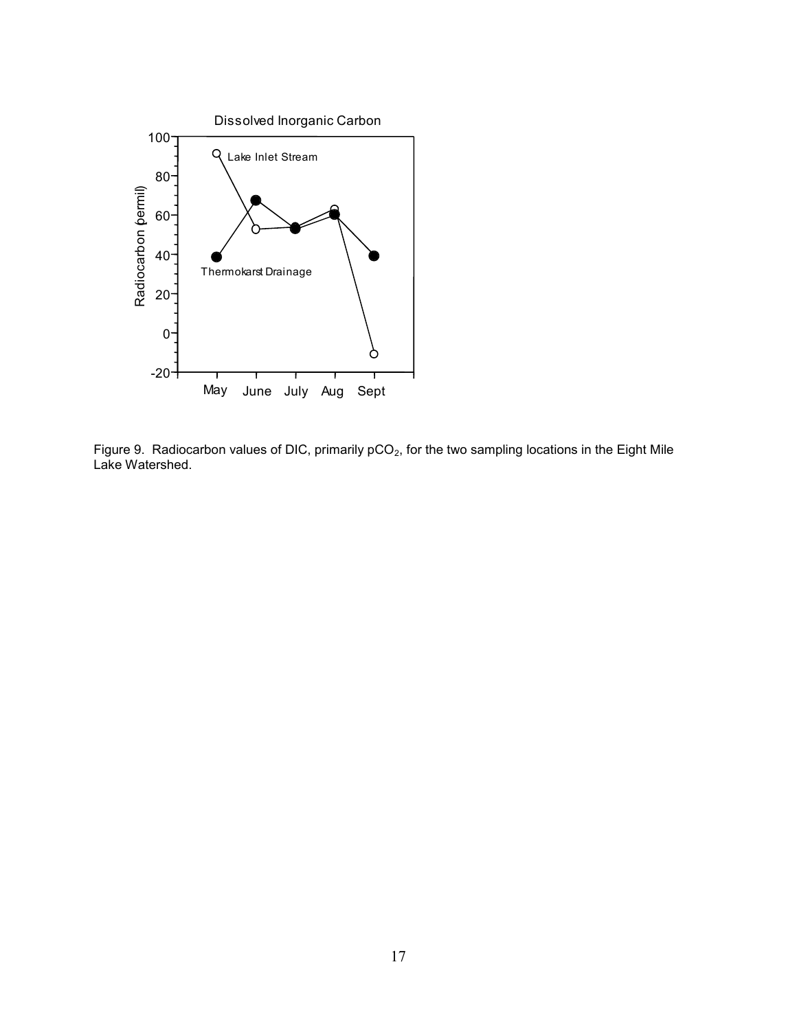Figure 9. Radiocarbon values of DIC, primarily $pCO_2$, for the two sampling locations in the Eight Mile Lake Watershed.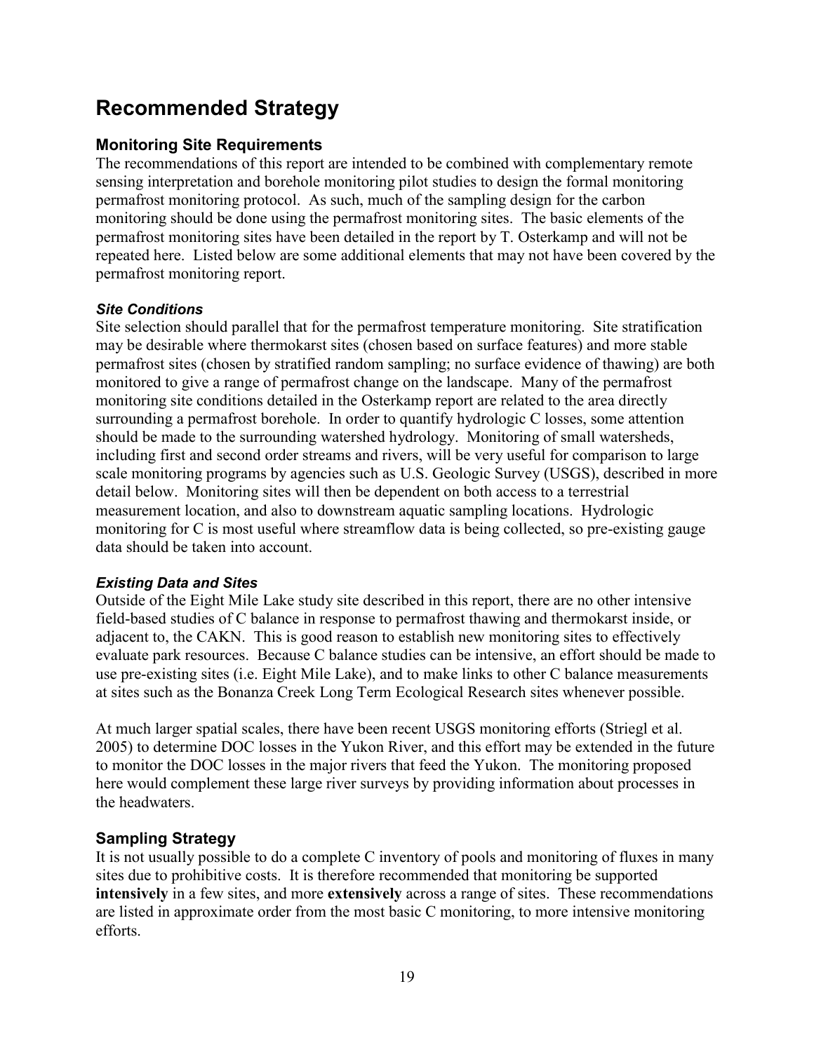# Recommended Strategy

## Monitoring Site Requirements

The recommendations of this report are intended to be combined with complementary remote sensing interpretation and borehole monitoring pilot studies to design the formal monitoring permafrost monitoring protocol. As such, much of the sampling design for the carbon monitoring should be done using the permafrost monitoring sites. The basic elements of the permafrost monitoring sites have been detailed in the report by T. Osterkamp and will not be repeated here. Listed below are some additional elements that may not have been covered by the permafrost monitoring report.

### *Site Conditions*

Site selection should parallel that for the permafrost temperature monitoring. Site stratification may be desirable where thermokarst sites (chosen based on surface features) and more stable permafrost sites (chosen by stratified random sampling; no surface evidence of thawing) are both monitored to give a range of permafrost change on the landscape. Many of the permafrost monitoring site conditions detailed in the Osterkamp report are related to the area directly surrounding a permafrost borehole. In order to quantify hydrologic C losses, some attention should be made to the surrounding watershed hydrology. Monitoring of small watersheds, including first and second order streams and rivers, will be very useful for comparison to large scale monitoring programs by agencies such as U.S. Geologic Survey (USGS), described in more detail below. Monitoring sites will then be dependent on both access to a terrestrial measurement location, and also to downstream aquatic sampling locations. Hydrologic monitoring for C is most useful where streamflow data is being collected, so pre-existing gauge data should be taken into account.

### *Existing Data and Sites*

Outside of the Eight Mile Lake study site described in this report, there are no other intensive field-based studies of C balance in response to permafrost thawing and thermokarst inside, or adjacent to, the CAKN. This is good reason to establish new monitoring sites to effectively evaluate park resources. Because C balance studies can be intensive, an effort should be made to use pre-existing sites (i.e. Eight Mile Lake), and to make links to other C balance measurements at sites such as the Bonanza Creek Long Term Ecological Research sites whenever possible.

At much larger spatial scales, there have been recent USGS monitoring efforts (Striegl et al. 2005) to determine DOC losses in the Yukon River, and this effort may be extended in the future to monitor the DOC losses in the major rivers that feed the Yukon. The monitoring proposed here would complement these large river surveys by providing information about processes in the headwaters.

## Sampling Strategy

It is not usually possible to do a complete C inventory of pools and monitoring of fluxes in many sites due to prohibitive costs. It is therefore recommended that monitoring be supported **intensively** in a few sites, and more **extensively** across a range of sites. These recommendations are listed in approximate order from the most basic C monitoring, to more intensive monitoring efforts.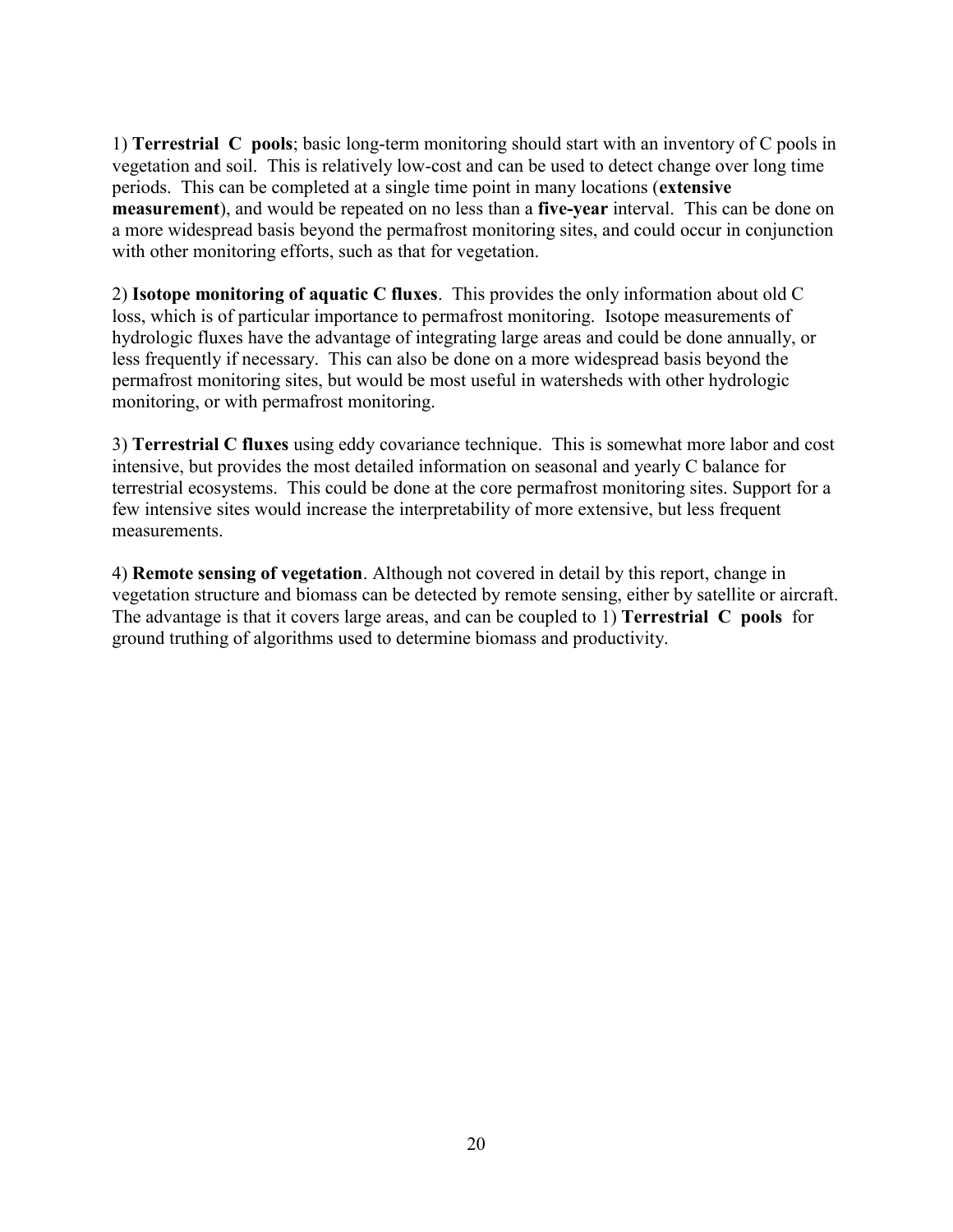1) **Terrestrial C pools**; basic long-term monitoring should start with an inventory of C pools in vegetation and soil. This is relatively low-cost and can be used to detect change over long time periods. This can be completed at a single time point in many locations (**extensive measurement**), and would be repeated on no less than a **five-year** interval. This can be done on a more widespread basis beyond the permafrost monitoring sites, and could occur in conjunction with other monitoring efforts, such as that for vegetation.

2) **Isotope monitoring of aquatic C fluxes**. This provides the only information about old C loss, which is of particular importance to permafrost monitoring. Isotope measurements of hydrologic fluxes have the advantage of integrating large areas and could be done annually, or less frequently if necessary. This can also be done on a more widespread basis beyond the permafrost monitoring sites, but would be most useful in watersheds with other hydrologic monitoring, or with permafrost monitoring.

3) **Terrestrial C fluxes** using eddy covariance technique. This is somewhat more labor and cost intensive, but provides the most detailed information on seasonal and yearly C balance for terrestrial ecosystems. This could be done at the core permafrost monitoring sites. Support for a few intensive sites would increase the interpretability of more extensive, but less frequent measurements.

4) **Remote sensing of vegetation**. Although not covered in detail by this report, change in vegetation structure and biomass can be detected by remote sensing, either by satellite or aircraft. The advantage is that it covers large areas, and can be coupled to 1) **Terrestrial C pools** for ground truthing of algorithms used to determine biomass and productivity.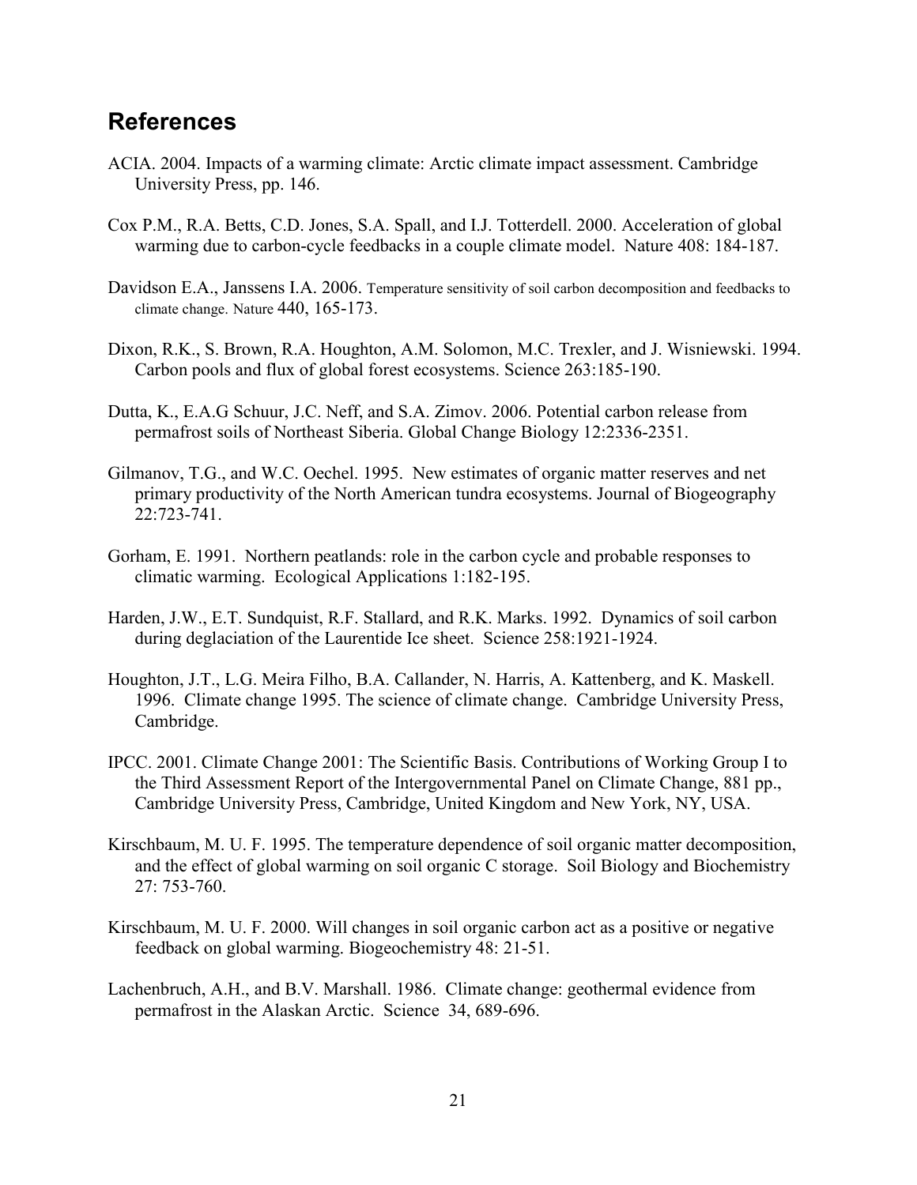## References

ACIA. 2004. Impacts of a warming climate: Arctic climate impact assessment. Cambridge University Press, pp. 146.

Cox P.M., R.A. Betts, C.D. Jones, S.A. Spall, and I.J. Totterdell. 2000. Acceleration of global warming due to carbon-cycle feedbacks in a couple climate model. Nature 408: 184-187.

Davidson E.A., Janssens I.A. 2006. Temperature sensitivity of soil carbon decomposition and feedbacks to climate change. Nature 440, 165-173.

Dixon, R.K., S. Brown, R.A. Houghton, A.M. Solomon, M.C. Trexler, and J. Wisniewski. 1994. Carbon pools and flux of global forest ecosystems. Science 263:185-190.

Dutta, K., E.A.G Schuur, J.C. Neff, and S.A. Zimov. 2006. Potential carbon release from permafrost soils of Northeast Siberia. Global Change Biology 12:2336-2351.

Gilmanov, T.G., and W.C. Oechel. 1995. New estimates of organic matter reserves and net primary productivity of the North American tundra ecosystems. Journal of Biogeography 22:723-741.

Gorham, E. 1991. Northern peatlands: role in the carbon cycle and probable responses to climatic warming. Ecological Applications 1:182-195.

Harden, J.W., E.T. Sundquist, R.F. Stallard, and R.K. Marks. 1992. Dynamics of soil carbon during deglaciation of the Laurentide Ice sheet. Science 258:1921-1924.

Houghton, J.T., L.G. Meira Filho, B.A. Callander, N. Harris, A. Kattenberg, and K. Maskell. 1996. Climate change 1995. The science of climate change. Cambridge University Press, Cambridge.

IPCC. 2001. Climate Change 2001: The Scientific Basis. Contributions of Working Group I to the Third Assessment Report of the Intergovernmental Panel on Climate Change, 881 pp., Cambridge University Press, Cambridge, United Kingdom and New York, NY, USA.

Kirschbaum, M. U. F. 1995. The temperature dependence of soil organic matter decomposition, and the effect of global warming on soil organic C storage. Soil Biology and Biochemistry 27: 753-760.

Kirschbaum, M. U. F. 2000. Will changes in soil organic carbon act as a positive or negative feedback on global warming. Biogeochemistry 48: 21-51.

Lachenbruch, A.H., and B.V. Marshall. 1986. Climate change: geothermal evidence from permafrost in the Alaskan Arctic. Science 34, 689-696.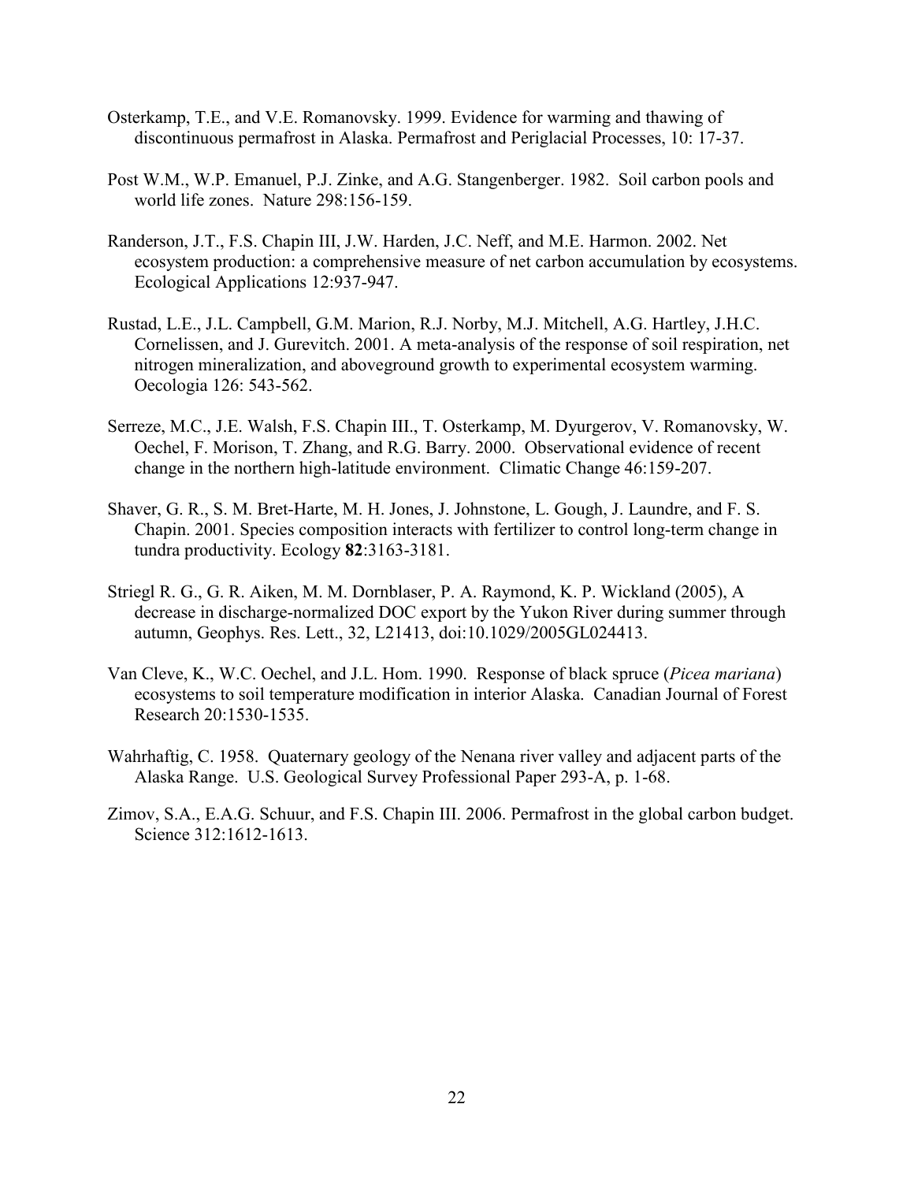Osterkamp, T.E., and V.E. Romanovsky. 1999. Evidence for warming and thawing of discontinuous permafrost in Alaska. Permafrost and Periglacial Processes, 10: 17-37.

Post W.M., W.P. Emanuel, P.J. Zinke, and A.G. Stangenberger. 1982. Soil carbon pools and world life zones. Nature 298:156-159.

Randerson, J.T., F.S. Chapin III, J.W. Harden, J.C. Neff, and M.E. Harmon. 2002. Net ecosystem production: a comprehensive measure of net carbon accumulation by ecosystems. Ecological Applications 12:937-947.

Rustad, L.E., J.L. Campbell, G.M. Marion, R.J. Norby, M.J. Mitchell, A.G. Hartley, J.H.C. Cornelissen, and J. Gurevitch. 2001. A meta-analysis of the response of soil respiration, net nitrogen mineralization, and aboveground growth to experimental ecosystem warming. Oecologia 126: 543-562.

Serreze, M.C., J.E. Walsh, F.S. Chapin III., T. Osterkamp, M. Dyurgerov, V. Romanovsky, W. Oechel, F. Morison, T. Zhang, and R.G. Barry. 2000. Observational evidence of recent change in the northern high-latitude environment. Climatic Change 46:159-207.

Shaver, G. R., S. M. Bret-Harte, M. H. Jones, J. Johnstone, L. Gough, J. Laundre, and F. S. Chapin. 2001. Species composition interacts with fertilizer to control long-term change in tundra productivity. Ecology **82**:3163-3181.

Striegl R. G., G. R. Aiken, M. M. Dornblaser, P. A. Raymond, K. P. Wickland (2005), A decrease in discharge-normalized DOC export by the Yukon River during summer through autumn, Geophys. Res. Lett., 32, L21413, doi:10.1029/2005GL024413.

Van Cleve, K., W.C. Oechel, and J.L. Hom. 1990. Response of black spruce (*Picea mariana*) ecosystems to soil temperature modification in interior Alaska. Canadian Journal of Forest Research 20:1530-1535.

Wahrhaftig, C. 1958. Quaternary geology of the Nenana river valley and adjacent parts of the Alaska Range. U.S. Geological Survey Professional Paper 293-A, p. 1-68.

Zimov, S.A., E.A.G. Schuur, and F.S. Chapin III. 2006. Permafrost in the global carbon budget. Science 312:1612-1613.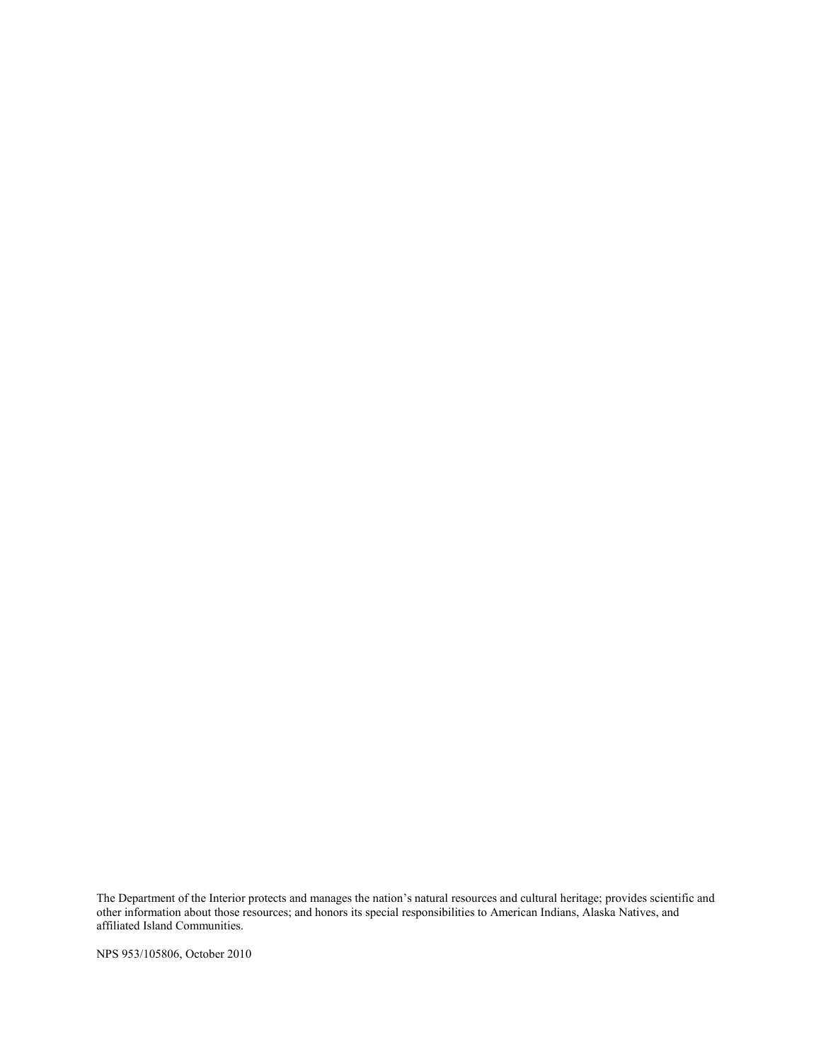The Department of the Interior protects and manages the nation's natural resources and cultural heritage; provides scientific and other information about those resources; and honors its special responsibilities to American Indians, Alaska Natives, and affiliated Island Communities.

NPS 953/105806, October 2010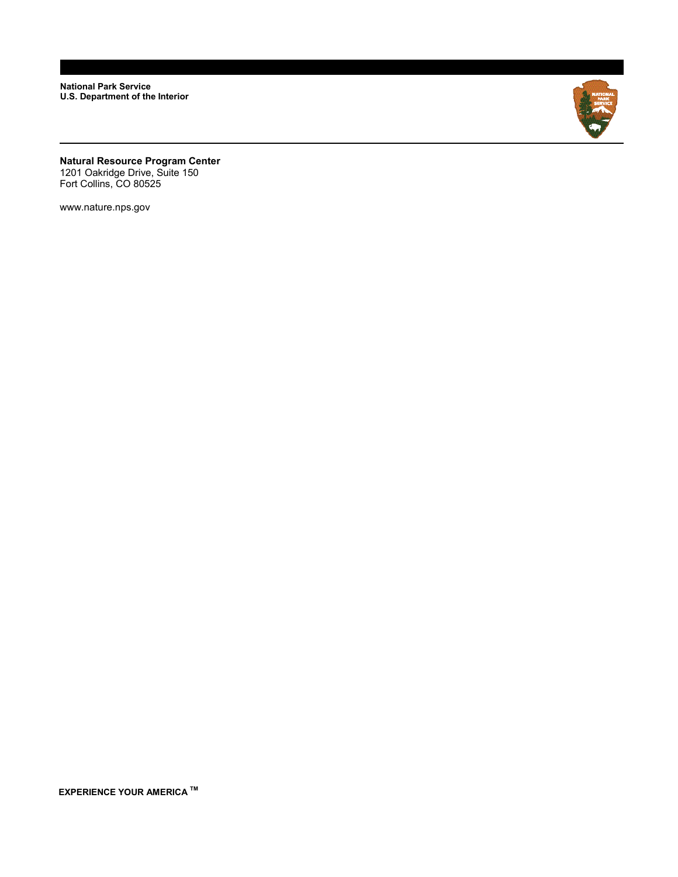**National Park Service**
**U.S. Department of the Interior**

**Natural Resource Program Center**
1201 Oakridge Drive, Suite 150
Fort Collins, CO 80525

www.nature.nps.gov

**EXPERIENCE YOUR AMERICA ™**